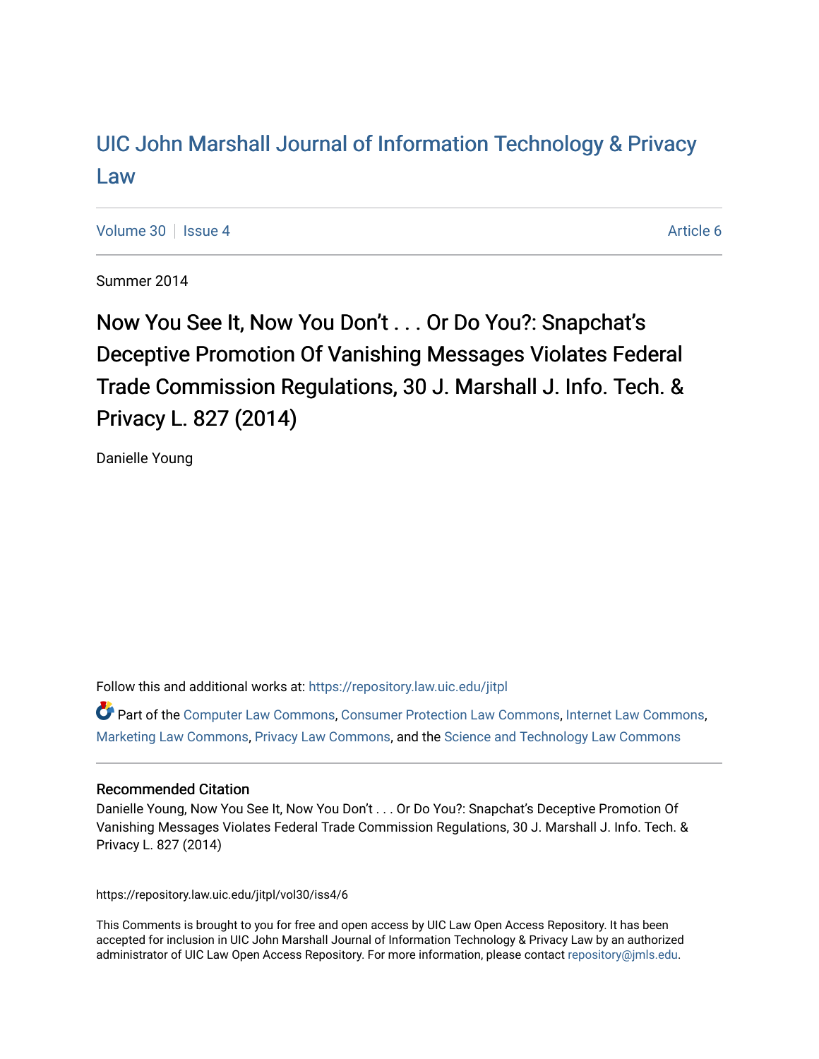# UIC John Marshall Journal of Information Technology & Privacy Law

Volume 30 | Issue 4 | Article 6

Summer 2014

## Now You See It, Now You Don't . . . Or Do You?: Snapchat's Deceptive Promotion Of Vanishing Messages Violates Federal Trade Commission Regulations, 30 J. Marshall J. Info. Tech. & Privacy L. 827 (2014)

Danielle Young

Follow this and additional works at: https://repository.law.uic.edu/jitpl

Part of the Computer Law Commons, Consumer Protection Law Commons, Internet Law Commons, Marketing Law Commons, Privacy Law Commons, and the Science and Technology Law Commons

### Recommended Citation

Danielle Young, Now You See It, Now You Don't . . . Or Do You?: Snapchat's Deceptive Promotion Of Vanishing Messages Violates Federal Trade Commission Regulations, 30 J. Marshall J. Info. Tech. & Privacy L. 827 (2014)

https://repository.law.uic.edu/jitpl/vol30/iss4/6

This Comments is brought to you for free and open access by UIC Law Open Access Repository. It has been accepted for inclusion in UIC John Marshall Journal of Information Technology & Privacy Law by an authorized administrator of UIC Law Open Access Repository. For more information, please contact repository@jmls.edu.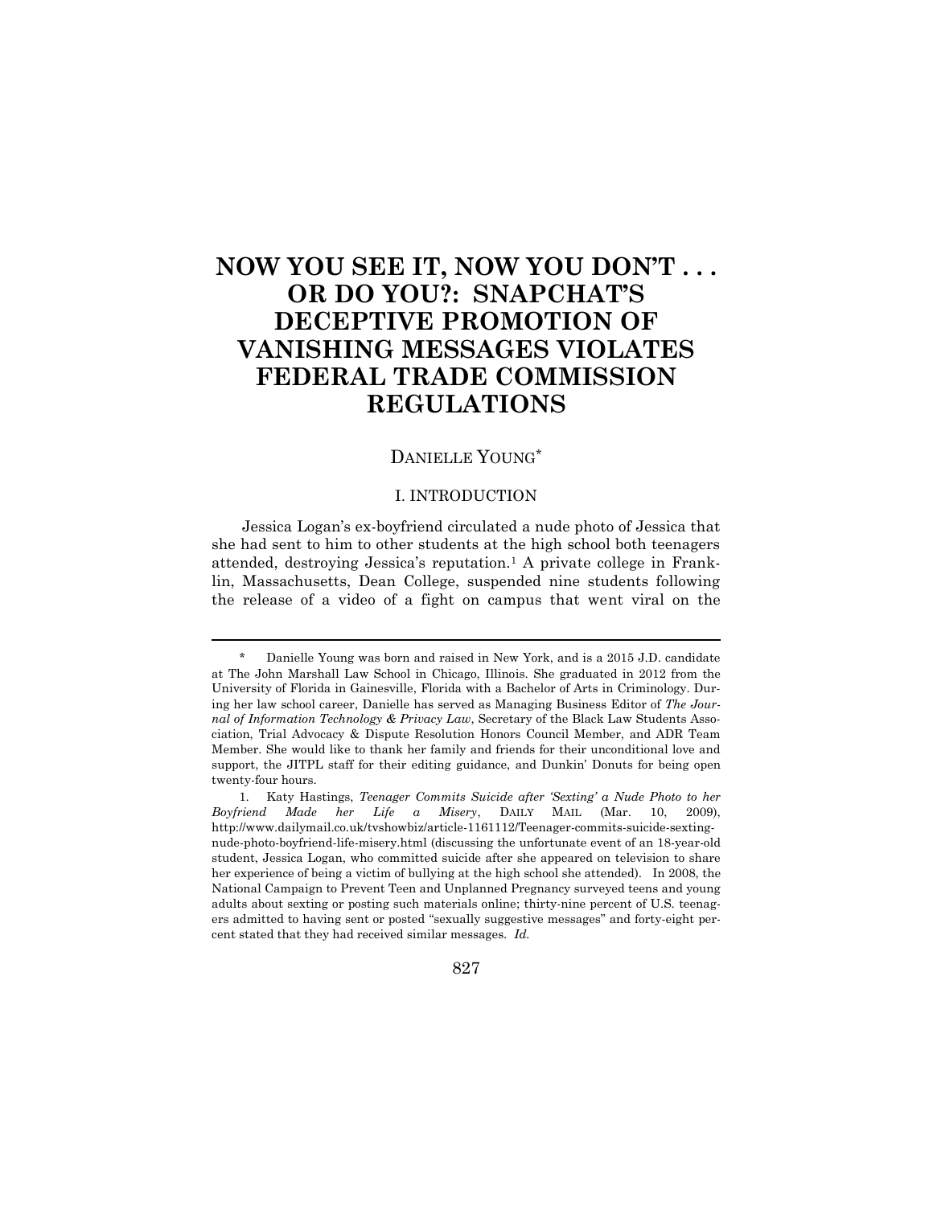# NOW YOU SEE IT, NOW YOU DON'T . . . OR DO YOU?: SNAPCHAT'S DECEPTIVE PROMOTION OF VANISHING MESSAGES VIOLATES FEDERAL TRADE COMMISSION REGULATIONS

DANIELLE YOUNG*

## I. INTRODUCTION

Jessica Logan's ex-boyfriend circulated a nude photo of Jessica that she had sent to him to other students at the high school both teenagers attended, destroying Jessica's reputation.[1] A private college in Franklin, Massachusetts, Dean College, suspended nine students following the release of a video of a fight on campus that went viral on the

---

\* Danielle Young was born and raised in New York, and is a 2015 J.D. candidate at The John Marshall Law School in Chicago, Illinois. She graduated in 2012 from the University of Florida in Gainesville, Florida with a Bachelor of Arts in Criminology. During her law school career, Danielle has served as Managing Business Editor of *The Journal of Information Technology & Privacy Law*, Secretary of the Black Law Students Association, Trial Advocacy & Dispute Resolution Honors Council Member, and ADR Team Member. She would like to thank her family and friends for their unconditional love and support, the JITPL staff for their editing guidance, and Dunkin' Donuts for being open twenty-four hours.

1. Katy Hastings, *Teenager Commits Suicide after 'Sexting' a Nude Photo to her Boyfriend Made her Life a Misery*, DAILY MAIL (Mar. 10, 2009), http://www.dailymail.co.uk/tvshowbiz/article-1161112/Teenager-commits-suicide-sexting-nude-photo-boyfriend-life-misery.html (discussing the unfortunate event of an 18-year-old student, Jessica Logan, who committed suicide after she appeared on television to share her experience of being a victim of bullying at the high school she attended). In 2008, the National Campaign to Prevent Teen and Unplanned Pregnancy surveyed teens and young adults about sexting or posting such materials online; thirty-nine percent of U.S. teenagers admitted to having sent or posted "sexually suggestive messages" and forty-eight percent stated that they had received similar messages. *Id.*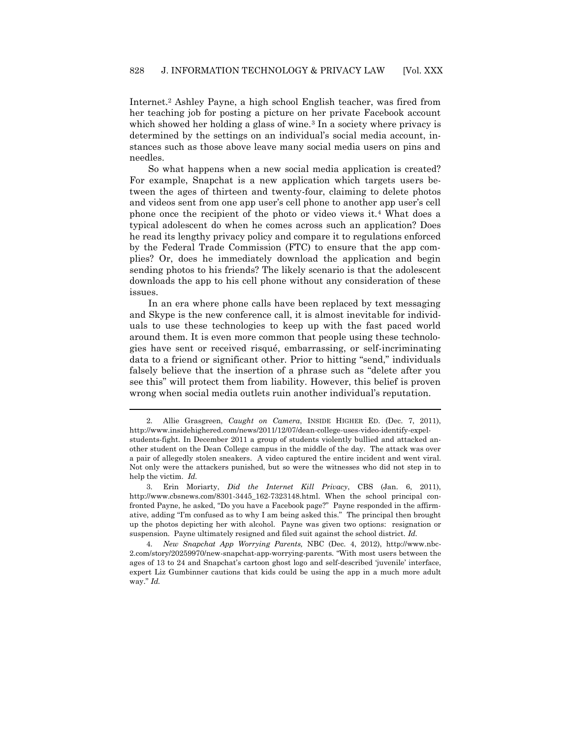Internet.[2] Ashley Payne, a high school English teacher, was fired from her teaching job for posting a picture on her private Facebook account which showed her holding a glass of wine.[3] In a society where privacy is determined by the settings on an individual's social media account, instances such as those above leave many social media users on pins and needles.

So what happens when a new social media application is created? For example, Snapchat is a new application which targets users between the ages of thirteen and twenty-four, claiming to delete photos and videos sent from one app user's cell phone to another app user's cell phone once the recipient of the photo or video views it.[4] What does a typical adolescent do when he comes across such an application? Does he read its lengthy privacy policy and compare it to regulations enforced by the Federal Trade Commission (FTC) to ensure that the app complies? Or, does he immediately download the application and begin sending photos to his friends? The likely scenario is that the adolescent downloads the app to his cell phone without any consideration of these issues.

In an era where phone calls have been replaced by text messaging and Skype is the new conference call, it is almost inevitable for individuals to use these technologies to keep up with the fast paced world around them. It is even more common that people using these technologies have sent or received risqué, embarrassing, or self-incriminating data to a friend or significant other. Prior to hitting "send," individuals falsely believe that the insertion of a phrase such as "delete after you see this" will protect them from liability. However, this belief is proven wrong when social media outlets ruin another individual's reputation.

---

2. Allie Grasgreen, *Caught on Camera*, INSIDE HIGHER ED. (Dec. 7, 2011), http://www.insidehighered.com/news/2011/12/07/dean-college-uses-video-identify-expel-students-fight. In December 2011 a group of students violently bullied and attacked another student on the Dean College campus in the middle of the day. The attack was over a pair of allegedly stolen sneakers. A video captured the entire incident and went viral. Not only were the attackers punished, but so were the witnesses who did not step in to help the victim. *Id.*

3. Erin Moriarty, *Did the Internet Kill Privacy*, CBS (Jan. 6, 2011), http://www.cbsnews.com/8301-3445_162-7323148.html. When the school principal confronted Payne, he asked, "Do you have a Facebook page?" Payne responded in the affirmative, adding "I'm confused as to why I am being asked this." The principal then brought up the photos depicting her with alcohol. Payne was given two options: resignation or suspension. Payne ultimately resigned and filed suit against the school district. *Id.*

4. *New Snapchat App Worrying Parents,* NBC (Dec. 4, 2012), http://www.nbc-2.com/story/20259970/new-snapchat-app-worrying-parents. "With most users between the ages of 13 to 24 and Snapchat's cartoon ghost logo and self-described 'juvenile' interface, expert Liz Gumbinner cautions that kids could be using the app in a much more adult way." *Id.*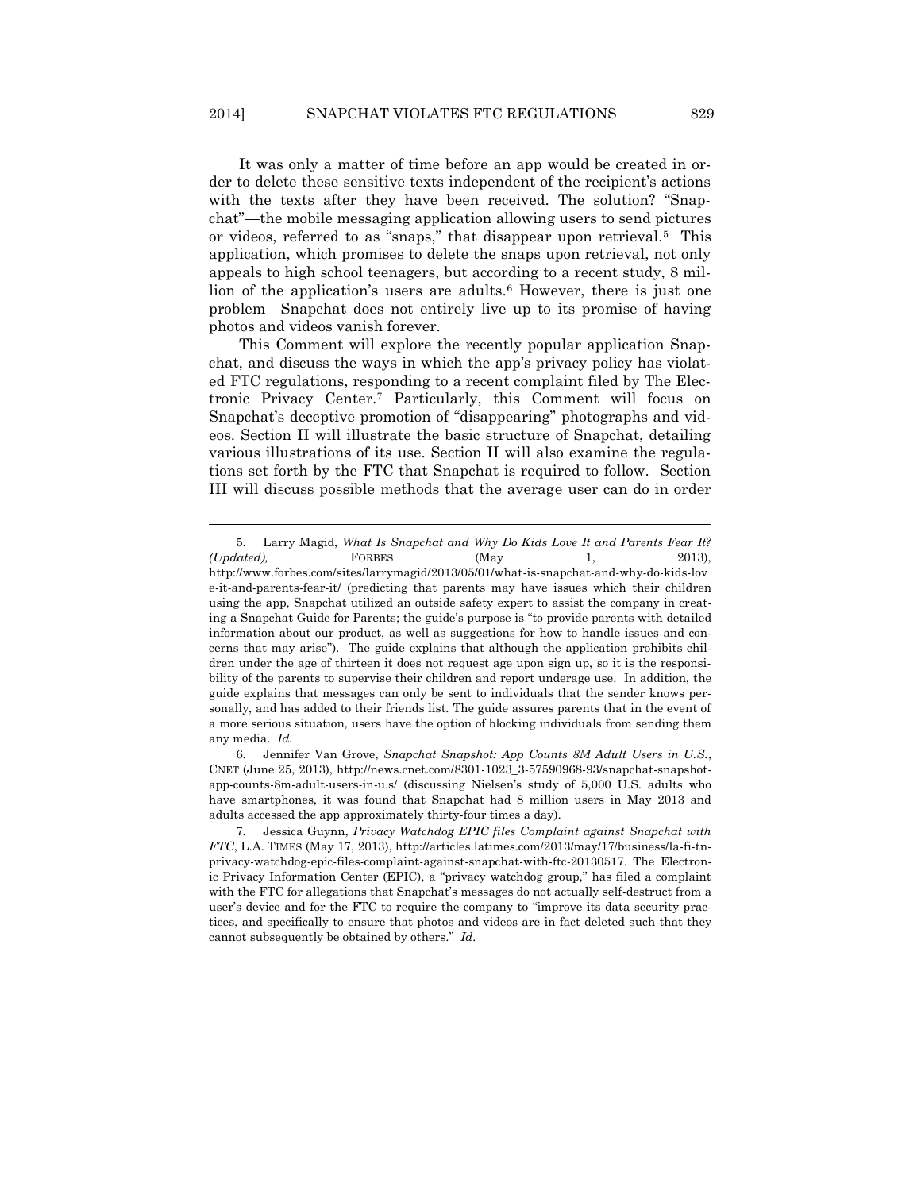It was only a matter of time before an app would be created in order to delete these sensitive texts independent of the recipient's actions with the texts after they have been received. The solution? "Snapchat"—the mobile messaging application allowing users to send pictures or videos, referred to as "snaps," that disappear upon retrieval.[5] This application, which promises to delete the snaps upon retrieval, not only appeals to high school teenagers, but according to a recent study, 8 million of the application's users are adults.[6] However, there is just one problem—Snapchat does not entirely live up to its promise of having photos and videos vanish forever.

This Comment will explore the recently popular application Snapchat, and discuss the ways in which the app's privacy policy has violated FTC regulations, responding to a recent complaint filed by The Electronic Privacy Center.[7] Particularly, this Comment will focus on Snapchat's deceptive promotion of "disappearing" photographs and videos. Section II will illustrate the basic structure of Snapchat, detailing various illustrations of its use. Section II will also examine the regulations set forth by the FTC that Snapchat is required to follow. Section III will discuss possible methods that the average user can do in order

---

5. Larry Magid, *What Is Snapchat and Why Do Kids Love It and Parents Fear It? (Updated),* FORBES (May 1, 2013), http://www.forbes.com/sites/larrymagid/2013/05/01/what-is-snapchat-and-why-do-kids-love-it-and-parents-fear-it/ (predicting that parents may have issues which their children using the app, Snapchat utilized an outside safety expert to assist the company in creating a Snapchat Guide for Parents; the guide's purpose is "to provide parents with detailed information about our product, as well as suggestions for how to handle issues and concerns that may arise"). The guide explains that although the application prohibits children under the age of thirteen it does not request age upon sign up, so it is the responsibility of the parents to supervise their children and report underage use. In addition, the guide explains that messages can only be sent to individuals that the sender knows personally, and has added to their friends list. The guide assures parents that in the event of a more serious situation, users have the option of blocking individuals from sending them any media. *Id.*

6. Jennifer Van Grove, *Snapchat Snapshot: App Counts 8M Adult Users in U.S.*, CNET (June 25, 2013), http://news.cnet.com/8301-1023_3-57590968-93/snapchat-snapshot-app-counts-8m-adult-users-in-u.s/ (discussing Nielsen's study of 5,000 U.S. adults who have smartphones, it was found that Snapchat had 8 million users in May 2013 and adults accessed the app approximately thirty-four times a day).

7. Jessica Guynn, *Privacy Watchdog EPIC files Complaint against Snapchat with FTC*, L.A. TIMES (May 17, 2013), http://articles.latimes.com/2013/may/17/business/la-fi-tn-privacy-watchdog-epic-files-complaint-against-snapchat-with-ftc-20130517. The Electronic Privacy Information Center (EPIC), a "privacy watchdog group," has filed a complaint with the FTC for allegations that Snapchat's messages do not actually self-destruct from a user's device and for the FTC to require the company to "improve its data security practices, and specifically to ensure that photos and videos are in fact deleted such that they cannot subsequently be obtained by others." *Id.*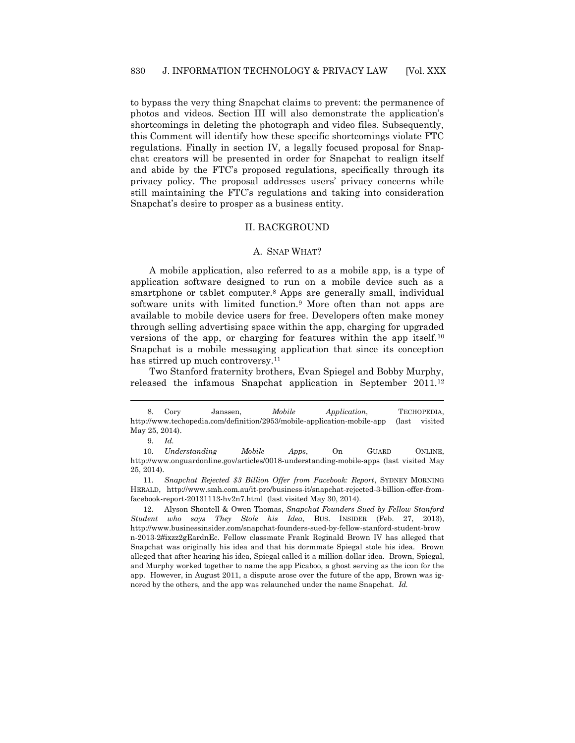to bypass the very thing Snapchat claims to prevent: the permanence of photos and videos. Section III will also demonstrate the application's shortcomings in deleting the photograph and video files. Subsequently, this Comment will identify how these specific shortcomings violate FTC regulations. Finally in section IV, a legally focused proposal for Snapchat creators will be presented in order for Snapchat to realign itself and abide by the FTC's proposed regulations, specifically through its privacy policy. The proposal addresses users' privacy concerns while still maintaining the FTC's regulations and taking into consideration Snapchat's desire to prosper as a business entity.

## II. BACKGROUND

### A. SNAP WHAT?

A mobile application, also referred to as a mobile app, is a type of application software designed to run on a mobile device such as a smartphone or tablet computer.[8] Apps are generally small, individual software units with limited function.[9] More often than not apps are available to mobile device users for free. Developers often make money through selling advertising space within the app, charging for upgraded versions of the app, or charging for features within the app itself.[10] Snapchat is a mobile messaging application that since its conception has stirred up much controversy.[11]

Two Stanford fraternity brothers, Evan Spiegel and Bobby Murphy, released the infamous Snapchat application in September 2011.[12]

---

8. Cory Janssen, *Mobile Application*, TECHOPEDIA, http://www.techopedia.com/definition/2953/mobile-application-mobile-app (last visited May 25, 2014).

9. *Id.*

10. *Understanding Mobile Apps*, On GUARD ONLINE, http://www.onguardonline.gov/articles/0018-understanding-mobile-apps (last visited May 25, 2014).

11. *Snapchat Rejected $3 Billion Offer from Facebook: Report*, SYDNEY MORNING HERALD, http://www.smh.com.au/it-pro/business-it/snapchat-rejected-3-billion-offer-from-facebook-report-20131113-hv2n7.html (last visited May 30, 2014).

12. Alyson Shontell & Owen Thomas, *Snapchat Founders Sued by Fellow Stanford Student who says They Stole his Idea*, BUS. INSIDER (Feb. 27, 2013), http://www.businessinsider.com/snapchat-founders-sued-by-fellow-stanford-student-brown-2013-2#ixzz2gEardnEc. Fellow classmate Frank Reginald Brown IV has alleged that Snapchat was originally his idea and that his dormmate Spiegal stole his idea. Brown alleged that after hearing his idea, Spiegal called it a million-dollar idea. Brown, Spiegal, and Murphy worked together to name the app Picaboo, a ghost serving as the icon for the app. However, in August 2011, a dispute arose over the future of the app, Brown was ignored by the others, and the app was relaunched under the name Snapchat. *Id.*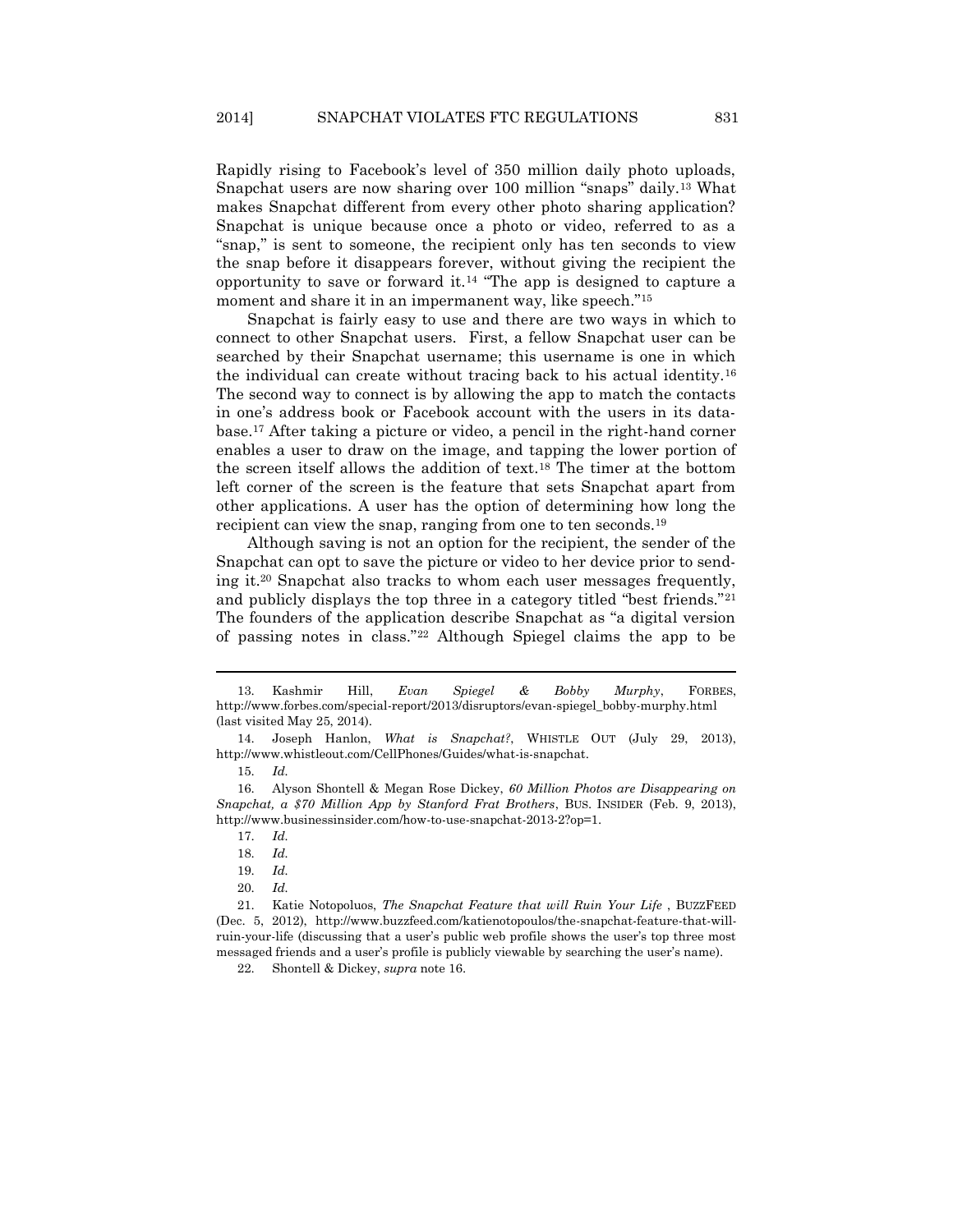Rapidly rising to Facebook's level of 350 million daily photo uploads, Snapchat users are now sharing over 100 million "snaps" daily.[13] What makes Snapchat different from every other photo sharing application? Snapchat is unique because once a photo or video, referred to as a "snap," is sent to someone, the recipient only has ten seconds to view the snap before it disappears forever, without giving the recipient the opportunity to save or forward it.[14] "The app is designed to capture a moment and share it in an impermanent way, like speech."[15]

Snapchat is fairly easy to use and there are two ways in which to connect to other Snapchat users. First, a fellow Snapchat user can be searched by their Snapchat username; this username is one in which the individual can create without tracing back to his actual identity.[16] The second way to connect is by allowing the app to match the contacts in one's address book or Facebook account with the users in its database.[17] After taking a picture or video, a pencil in the right-hand corner enables a user to draw on the image, and tapping the lower portion of the screen itself allows the addition of text.[18] The timer at the bottom left corner of the screen is the feature that sets Snapchat apart from other applications. A user has the option of determining how long the recipient can view the snap, ranging from one to ten seconds.[19]

Although saving is not an option for the recipient, the sender of the Snapchat can opt to save the picture or video to her device prior to sending it.[20] Snapchat also tracks to whom each user messages frequently, and publicly displays the top three in a category titled "best friends."[21] The founders of the application describe Snapchat as "a digital version of passing notes in class."[22] Although Spiegel claims the app to be

---

13. Kashmir Hill, *Evan Spiegel & Bobby Murphy*, FORBES, http://www.forbes.com/special-report/2013/disruptors/evan-spiegel_bobby-murphy.html (last visited May 25, 2014).

14. Joseph Hanlon, *What is Snapchat?*, WHISTLE OUT (July 29, 2013), http://www.whistleout.com/CellPhones/Guides/what-is-snapchat.

15. *Id.*

16. Alyson Shontell & Megan Rose Dickey, *60 Million Photos are Disappearing on Snapchat, a $70 Million App by Stanford Frat Brothers*, BUS. INSIDER (Feb. 9, 2013), http://www.businessinsider.com/how-to-use-snapchat-2013-2?op=1.

17. *Id.*

18. *Id.*

19. *Id.*

20. *Id.*

21. Katie Notopuluos, *The Snapchat Feature that will Ruin Your Life* , BUZZFEED (Dec. 5, 2012), http://www.buzzfeed.com/katienotopoulos/the-snapchat-feature-that-will-ruin-your-life (discussing that a user's public web profile shows the user's top three most messaged friends and a user's profile is publicly viewable by searching the user's name).

22. Shontell & Dickey, *supra* note 16.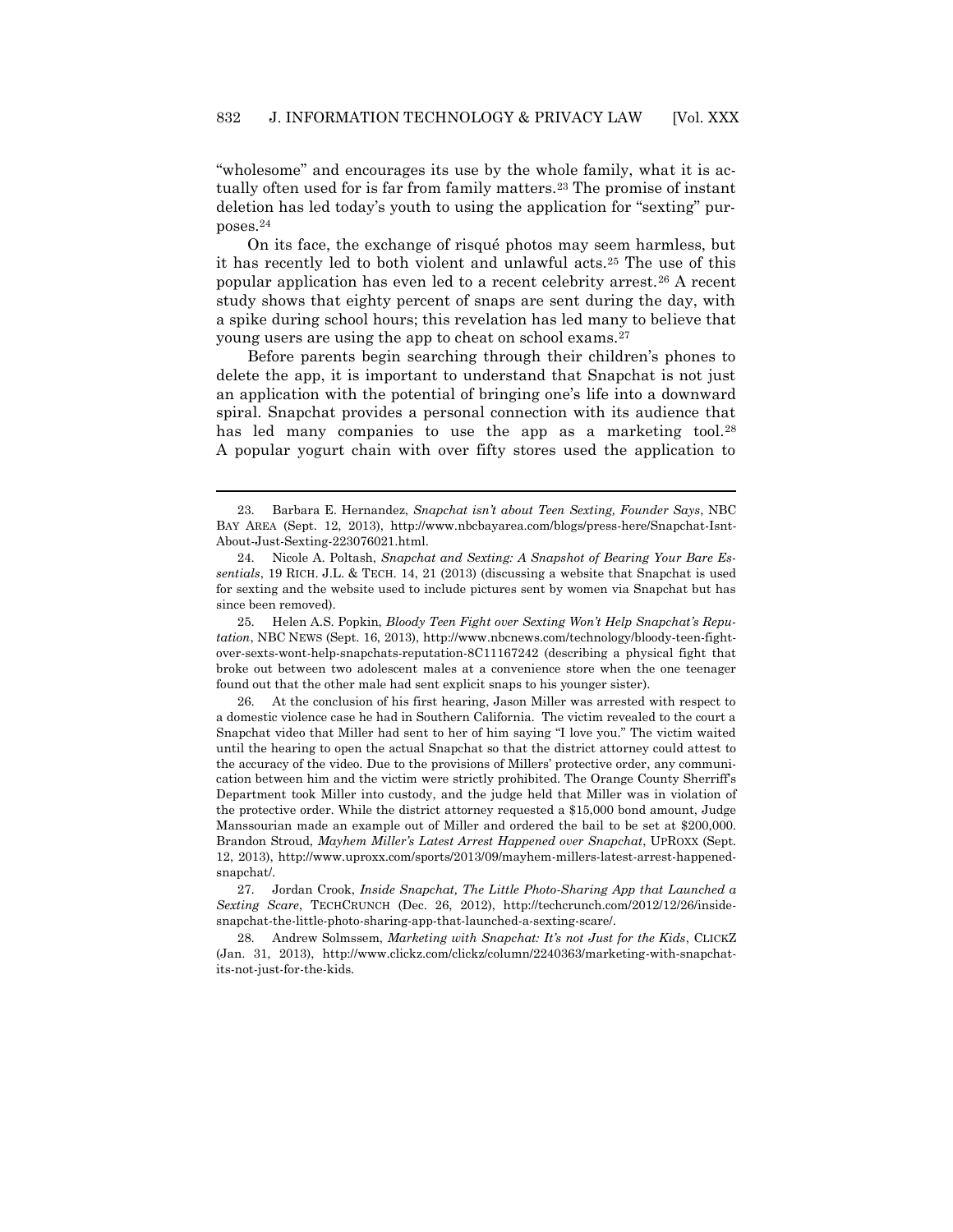"wholesome" and encourages its use by the whole family, what it is actually often used for is far from family matters.[23] The promise of instant deletion has led today's youth to using the application for "sexting" purposes.[24]

On its face, the exchange of risqué photos may seem harmless, but it has recently led to both violent and unlawful acts.[25] The use of this popular application has even led to a recent celebrity arrest.[26] A recent study shows that eighty percent of snaps are sent during the day, with a spike during school hours; this revelation has led many to believe that young users are using the app to cheat on school exams.[27]

Before parents begin searching through their children's phones to delete the app, it is important to understand that Snapchat is not just an application with the potential of bringing one's life into a downward spiral. Snapchat provides a personal connection with its audience that has led many companies to use the app as a marketing tool.[28] A popular yogurt chain with over fifty stores used the application to

---

23. Barbara E. Hernandez, *Snapchat isn't about Teen Sexting, Founder Says*, NBC BAY AREA (Sept. 12, 2013), http://www.nbcbayarea.com/blogs/press-here/Snapchat-Isnt-About-Just-Sexting-223076021.html.

24. Nicole A. Poltash, *Snapchat and Sexting: A Snapshot of Bearing Your Bare Essentials*, 19 RICH. J.L. & TECH. 14, 21 (2013) (discussing a website that Snapchat is used for sexting and the website used to include pictures sent by women via Snapchat but has since been removed).

25. Helen A.S. Popkin, *Bloody Teen Fight over Sexting Won't Help Snapchat's Reputation*, NBC NEWS (Sept. 16, 2013), http://www.nbcnews.com/technology/bloody-teen-fight-over-sexts-wont-help-snapchats-reputation-8C11167242 (describing a physical fight that broke out between two adolescent males at a convenience store when the one teenager found out that the other male had sent explicit snaps to his younger sister).

26. At the conclusion of his first hearing, Jason Miller was arrested with respect to a domestic violence case he had in Southern California. The victim revealed to the court a Snapchat video that Miller had sent to her of him saying "I love you." The victim waited until the hearing to open the actual Snapchat so that the district attorney could attest to the accuracy of the video. Due to the provisions of Millers' protective order, any communication between him and the victim were strictly prohibited. The Orange County Sherriff's Department took Miller into custody, and the judge held that Miller was in violation of the protective order. While the district attorney requested a $15,000 bond amount, Judge Manssourian made an example out of Miller and ordered the bail to be set at $200,000. Brandon Stroud, *Mayhem Miller's Latest Arrest Happened over Snapchat*, UPROXX (Sept. 12, 2013), http://www.uproxx.com/sports/2013/09/mayhem-millers-latest-arrest-happened-snapchat/.

27. Jordan Crook, *Inside Snapchat, The Little Photo-Sharing App that Launched a Sexting Scare*, TECHCRUNCH (Dec. 26, 2012), http://techcrunch.com/2012/12/26/inside-snapchat-the-little-photo-sharing-app-that-launched-a-sexting-scare/.

28. Andrew Solmssem, *Marketing with Snapchat: It's not Just for the Kids*, CLICKZ (Jan. 31, 2013), http://www.clickz.com/clickz/column/2240363/marketing-with-snapchat-its-not-just-for-the-kids.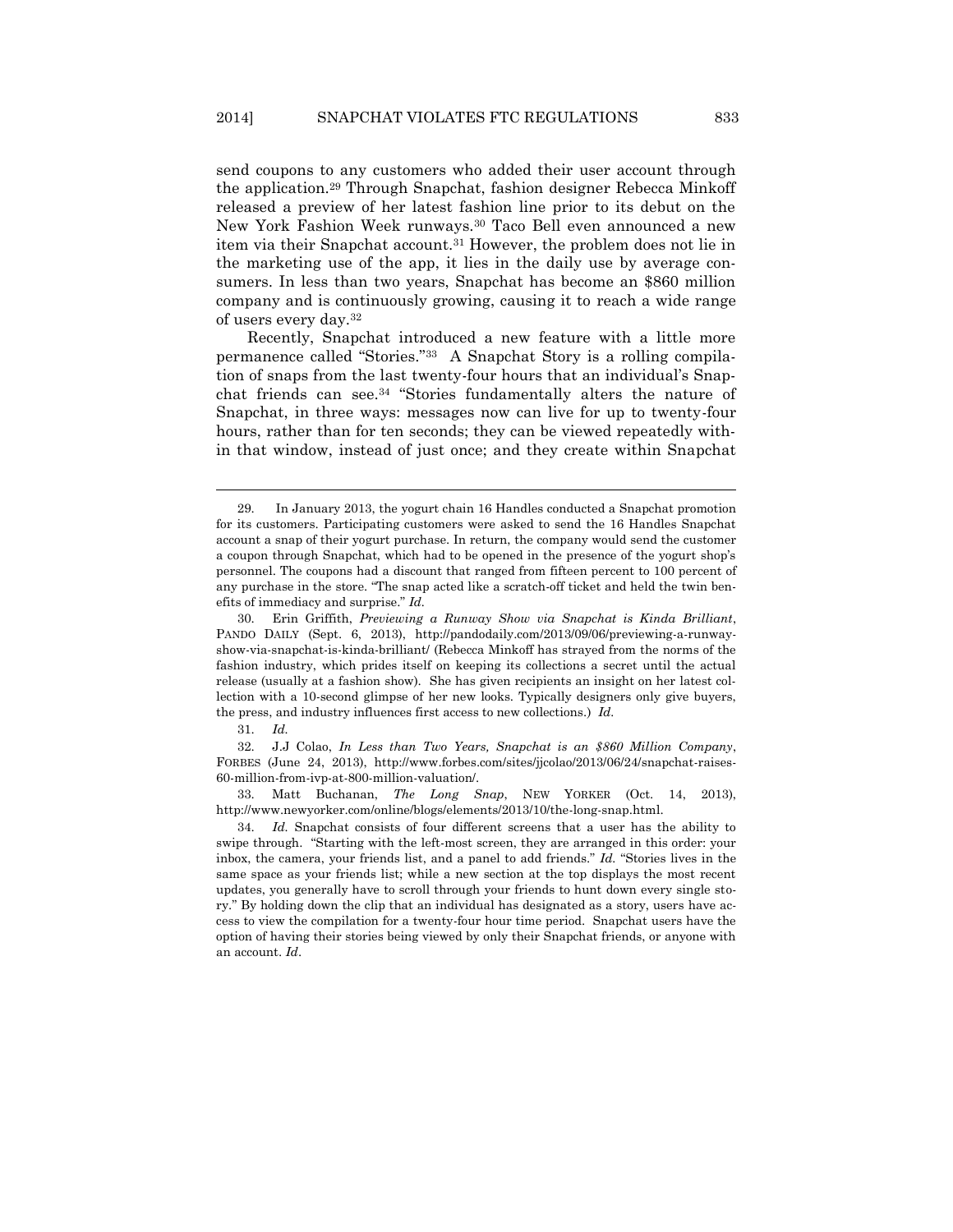send coupons to any customers who added their user account through the application.[29] Through Snapchat, fashion designer Rebecca Minkoff released a preview of her latest fashion line prior to its debut on the New York Fashion Week runways.[30] Taco Bell even announced a new item via their Snapchat account.[31] However, the problem does not lie in the marketing use of the app, it lies in the daily use by average consumers. In less than two years, Snapchat has become an $860 million company and is continuously growing, causing it to reach a wide range of users every day.[32]

Recently, Snapchat introduced a new feature with a little more permanence called "Stories."[33] A Snapchat Story is a rolling compilation of snaps from the last twenty-four hours that an individual's Snapchat friends can see.[34] "Stories fundamentally alters the nature of Snapchat, in three ways: messages now can live for up to twenty-four hours, rather than for ten seconds; they can be viewed repeatedly within that window, instead of just once; and they create within Snapchat

---

29. In January 2013, the yogurt chain 16 Handles conducted a Snapchat promotion for its customers. Participating customers were asked to send the 16 Handles Snapchat account a snap of their yogurt purchase. In return, the company would send the customer a coupon through Snapchat, which had to be opened in the presence of the yogurt shop's personnel. The coupons had a discount that ranged from fifteen percent to 100 percent of any purchase in the store. "The snap acted like a scratch-off ticket and held the twin benefits of immediacy and surprise." *Id*.

30. Erin Griffith, *Previewing a Runway Show via Snapchat is Kinda Brilliant*, PANDO DAILY (Sept. 6, 2013), http://pandodaily.com/2013/09/06/previewing-a-runway-show-via-snapchat-is-kinda-brilliant/ (Rebecca Minkoff has strayed from the norms of the fashion industry, which prides itself on keeping its collections a secret until the actual release (usually at a fashion show). She has given recipients an insight on her latest collection with a 10-second glimpse of her new looks. Typically designers only give buyers, the press, and industry influences first access to new collections.) *Id*.

31. *Id.*

32. J.J Colao, *In Less than Two Years, Snapchat is an $860 Million Company*, FORBES (June 24, 2013), http://www.forbes.com/sites/jjcolao/2013/06/24/snapchat-raises-60-million-from-ivp-at-800-million-valuation/.

33. Matt Buchanan, *The Long Snap*, NEW YORKER (Oct. 14, 2013), http://www.newyorker.com/online/blogs/elements/2013/10/the-long-snap.html.

34. *Id.* Snapchat consists of four different screens that a user has the ability to swipe through. "Starting with the left-most screen, they are arranged in this order: your inbox, the camera, your friends list, and a panel to add friends." *Id.* "Stories lives in the same space as your friends list; while a new section at the top displays the most recent updates, you generally have to scroll through your friends to hunt down every single story." By holding down the clip that an individual has designated as a story, users have access to view the compilation for a twenty-four hour time period. Snapchat users have the option of having their stories being viewed by only their Snapchat friends, or anyone with an account. *Id*.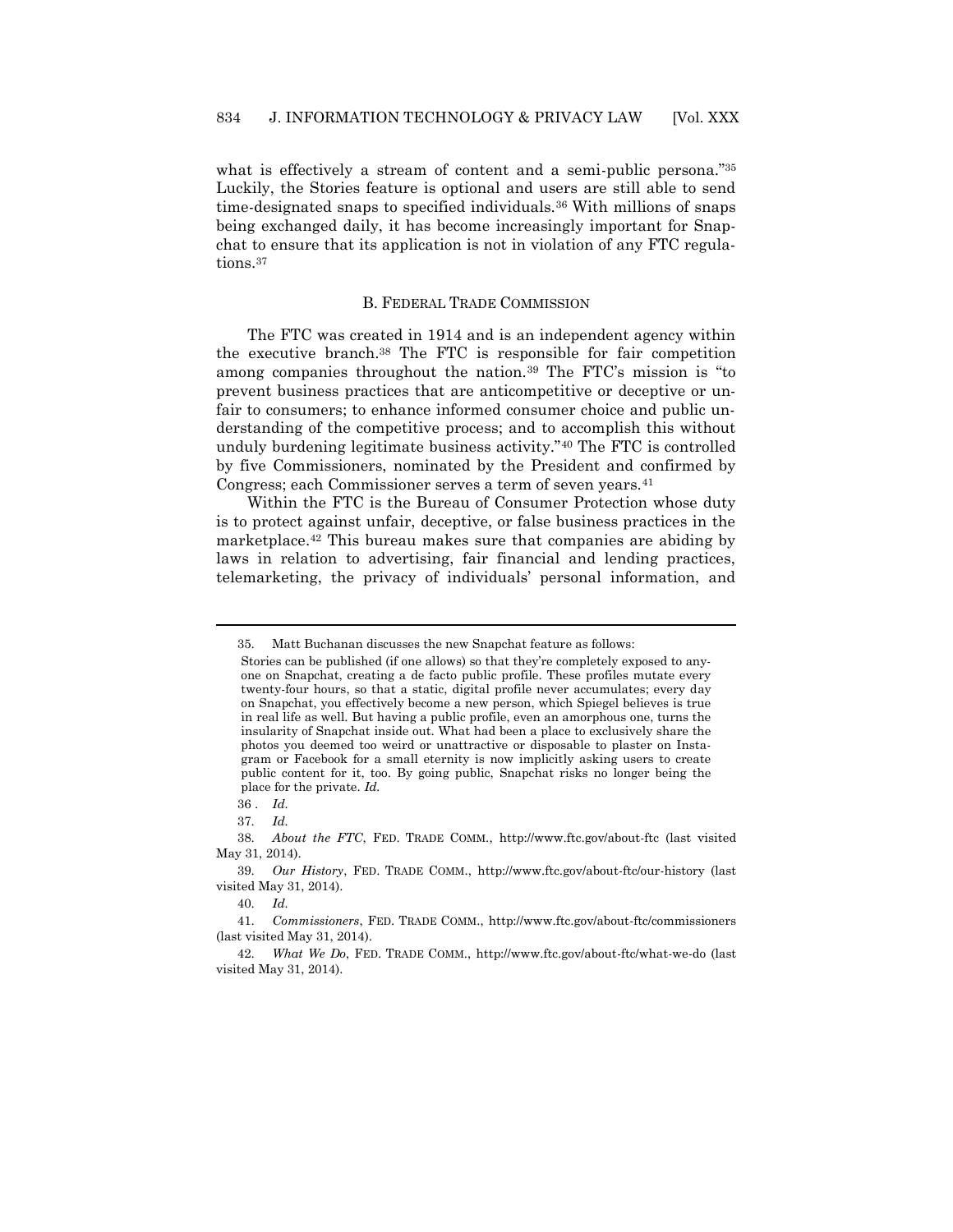what is effectively a stream of content and a semi-public persona."[35] Luckily, the Stories feature is optional and users are still able to send time-designated snaps to specified individuals.[36] With millions of snaps being exchanged daily, it has become increasingly important for Snapchat to ensure that its application is not in violation of any FTC regulations.[37]

### B. FEDERAL TRADE COMMISSION

The FTC was created in 1914 and is an independent agency within the executive branch.[38] The FTC is responsible for fair competition among companies throughout the nation.[39] The FTC's mission is "to prevent business practices that are anticompetitive or deceptive or unfair to consumers; to enhance informed consumer choice and public understanding of the competitive process; and to accomplish this without unduly burdening legitimate business activity."[40] The FTC is controlled by five Commissioners, nominated by the President and confirmed by Congress; each Commissioner serves a term of seven years.[41]

Within the FTC is the Bureau of Consumer Protection whose duty is to protect against unfair, deceptive, or false business practices in the marketplace.[42] This bureau makes sure that companies are abiding by laws in relation to advertising, fair financial and lending practices, telemarketing, the privacy of individuals' personal information, and

---

35. Matt Buchanan discusses the new Snapchat feature as follows:

> Stories can be published (if one allows) so that they're completely exposed to anyone on Snapchat, creating a de facto public profile. These profiles mutate every twenty-four hours, so that a static, digital profile never accumulates; every day on Snapchat, you effectively become a new person, which Spiegel believes is true in real life as well. But having a public profile, even an amorphous one, turns the insularity of Snapchat inside out. What had been a place to exclusively share the photos you deemed too weird or unattractive or disposable to plaster on Instagram or Facebook for a small eternity is now implicitly asking users to create public content for it, too. By going public, Snapchat risks no longer being the place for the private. *Id.*

36. *Id.*

37. *Id.*

38. *About the FTC*, FED. TRADE COMM., http://www.ftc.gov/about-ftc (last visited May 31, 2014).

39. *Our History*, FED. TRADE COMM., http://www.ftc.gov/about-ftc/our-history (last visited May 31, 2014).

40. *Id.*

41. *Commissioners*, FED. TRADE COMM., http://www.ftc.gov/about-ftc/commissioners (last visited May 31, 2014).

42. *What We Do*, FED. TRADE COMM., http://www.ftc.gov/about-ftc/what-we-do (last visited May 31, 2014).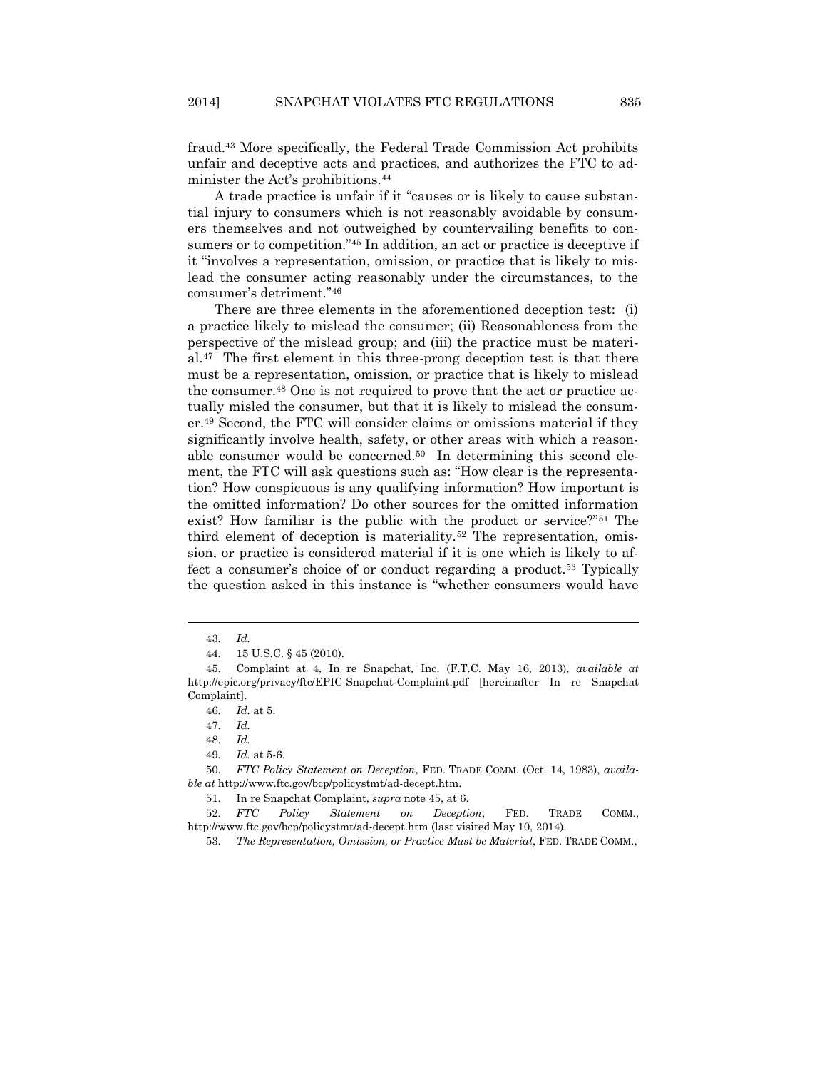fraud.[43] More specifically, the Federal Trade Commission Act prohibits unfair and deceptive acts and practices, and authorizes the FTC to administer the Act's prohibitions.[44]

A trade practice is unfair if it "causes or is likely to cause substantial injury to consumers which is not reasonably avoidable by consumers themselves and not outweighed by countervailing benefits to consumers or to competition."[45] In addition, an act or practice is deceptive if it "involves a representation, omission, or practice that is likely to mislead the consumer acting reasonably under the circumstances, to the consumer's detriment."[46]

There are three elements in the aforementioned deception test: (i) a practice likely to mislead the consumer; (ii) Reasonableness from the perspective of the mislead group; and (iii) the practice must be material.[47] The first element in this three-prong deception test is that there must be a representation, omission, or practice that is likely to mislead the consumer.[48] One is not required to prove that the act or practice actually misled the consumer, but that it is likely to mislead the consumer.[49] Second, the FTC will consider claims or omissions material if they significantly involve health, safety, or other areas with which a reasonable consumer would be concerned.[50] In determining this second element, the FTC will ask questions such as: "How clear is the representation? How conspicuous is any qualifying information? How important is the omitted information? Do other sources for the omitted information exist? How familiar is the public with the product or service?"[51] The third element of deception is materiality.[52] The representation, omission, or practice is considered material if it is one which is likely to affect a consumer's choice of or conduct regarding a product.[53] Typically the question asked in this instance is "whether consumers would have

---

43. *Id.*

44. 15 U.S.C. § 45 (2010).

45. Complaint at 4, In re Snapchat, Inc. (F.T.C. May 16, 2013), *available at* http://epic.org/privacy/ftc/EPIC-Snapchat-Complaint.pdf [hereinafter In re Snapchat Complaint].

46. *Id.* at 5.

47. *Id.*

48. *Id.*

49. *Id.* at 5-6.

50. *FTC Policy Statement on Deception*, FED. TRADE COMM. (Oct. 14, 1983), *available at* http://www.ftc.gov/bcp/policystmt/ad-decept.htm.

51. In re Snapchat Complaint, *supra* note 45, at 6.

52. *FTC Policy Statement on Deception*, FED. TRADE COMM., http://www.ftc.gov/bcp/policystmt/ad-decept.htm (last visited May 10, 2014).

53. *The Representation, Omission, or Practice Must be Material*, FED. TRADE COMM.,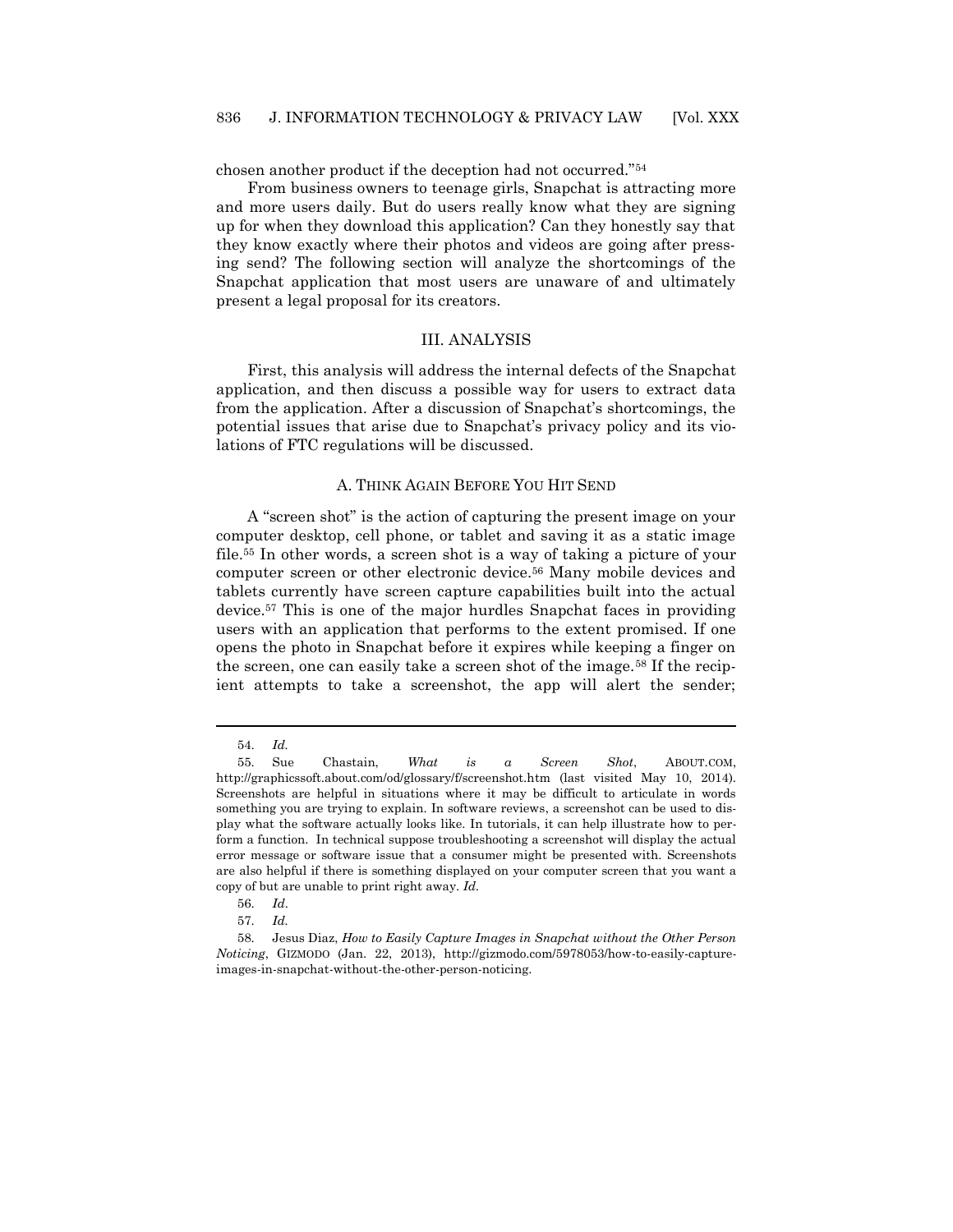chosen another product if the deception had not occurred."[54]

From business owners to teenage girls, Snapchat is attracting more and more users daily. But do users really know what they are signing up for when they download this application? Can they honestly say that they know exactly where their photos and videos are going after pressing send? The following section will analyze the shortcomings of the Snapchat application that most users are unaware of and ultimately present a legal proposal for its creators.

## III. ANALYSIS

First, this analysis will address the internal defects of the Snapchat application, and then discuss a possible way for users to extract data from the application. After a discussion of Snapchat's shortcomings, the potential issues that arise due to Snapchat's privacy policy and its violations of FTC regulations will be discussed.

### A. THINK AGAIN BEFORE YOU HIT SEND

A "screen shot" is the action of capturing the present image on your computer desktop, cell phone, or tablet and saving it as a static image file.[55] In other words, a screen shot is a way of taking a picture of your computer screen or other electronic device.[56] Many mobile devices and tablets currently have screen capture capabilities built into the actual device.[57] This is one of the major hurdles Snapchat faces in providing users with an application that performs to the extent promised. If one opens the photo in Snapchat before it expires while keeping a finger on the screen, one can easily take a screen shot of the image.[58] If the recipient attempts to take a screenshot, the app will alert the sender;

---

54. *Id.*

55. Sue Chastain, *What is a Screen Shot*, ABOUT.COM, http://graphicssoft.about.com/od/glossary/f/screenshot.htm (last visited May 10, 2014). Screenshots are helpful in situations where it may be difficult to articulate in words something you are trying to explain. In software reviews, a screenshot can be used to display what the software actually looks like. In tutorials, it can help illustrate how to perform a function. In technical suppose troubleshooting a screenshot will display the actual error message or software issue that a consumer might be presented with. Screenshots are also helpful if there is something displayed on your computer screen that you want a copy of but are unable to print right away. *Id.*

56. *Id*.

57. *Id.*

58. Jesus Diaz, *How to Easily Capture Images in Snapchat without the Other Person Noticing*, GIZMODO (Jan. 22, 2013), http://gizmodo.com/5978053/how-to-easily-capture-images-in-snapchat-without-the-other-person-noticing.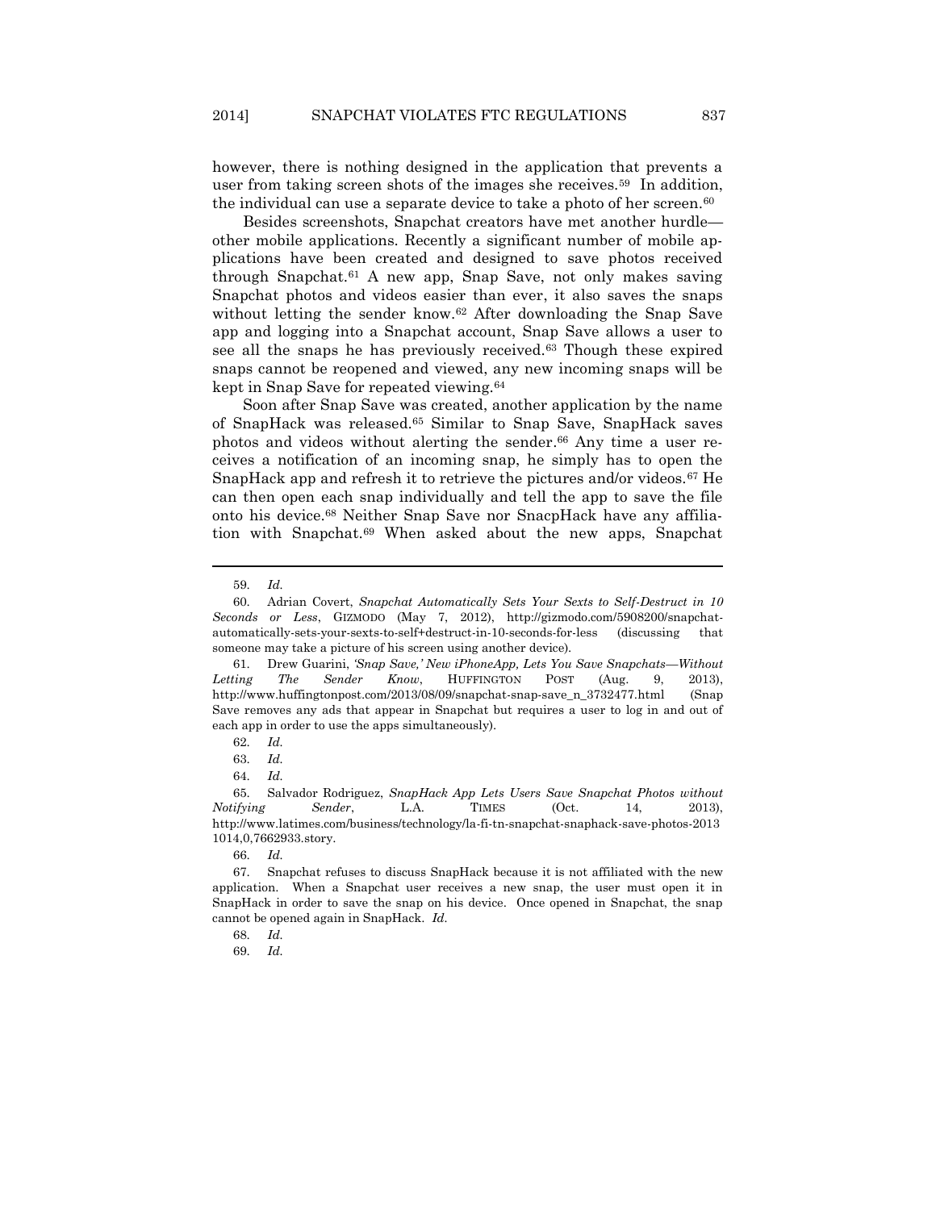however, there is nothing designed in the application that prevents a user from taking screen shots of the images she receives.[59] In addition, the individual can use a separate device to take a photo of her screen.[60]

Besides screenshots, Snapchat creators have met another hurdle—other mobile applications. Recently a significant number of mobile applications have been created and designed to save photos received through Snapchat.[61] A new app, Snap Save, not only makes saving Snapchat photos and videos easier than ever, it also saves the snaps without letting the sender know.[62] After downloading the Snap Save app and logging into a Snapchat account, Snap Save allows a user to see all the snaps he has previously received.[63] Though these expired snaps cannot be reopened and viewed, any new incoming snaps will be kept in Snap Save for repeated viewing.[64]

Soon after Snap Save was created, another application by the name of SnapHack was released.[65] Similar to Snap Save, SnapHack saves photos and videos without alerting the sender.[66] Any time a user receives a notification of an incoming snap, he simply has to open the SnapHack app and refresh it to retrieve the pictures and/or videos.[67] He can then open each snap individually and tell the app to save the file onto his device.[68] Neither Snap Save nor SnacpHack have any affiliation with Snapchat.[69] When asked about the new apps, Snapchat

---

59. *Id.*

60. Adrian Covert, *Snapchat Automatically Sets Your Sexts to Self-Destruct in 10 Seconds or Less*, GIZMODO (May 7, 2012), http://gizmodo.com/5908200/snapchat-automatically-sets-your-sexts-to-self+destruct-in-10-seconds-for-less (discussing that someone may take a picture of his screen using another device).

61. Drew Guarini, *'Snap Save,' New iPhoneApp, Lets You Save Snapchats—Without Letting The Sender Know*, HUFFINGTON POST (Aug. 9, 2013), http://www.huffingtonpost.com/2013/08/09/snapchat-snap-save_n_3732477.html (Snap Save removes any ads that appear in Snapchat but requires a user to log in and out of each app in order to use the apps simultaneously).

62. *Id.*

63. *Id.*

64. *Id.*

65. Salvador Rodriguez, *SnapHack App Lets Users Save Snapchat Photos without Notifying Sender*, L.A. TIMES (Oct. 14, 2013), http://www.latimes.com/business/technology/la-fi-tn-snapchat-snaphack-save-photos-20131014,0,7662933.story.

66. *Id.*

67. Snapchat refuses to discuss SnapHack because it is not affiliated with the new application. When a Snapchat user receives a new snap, the user must open it in SnapHack in order to save the snap on his device. Once opened in Snapchat, the snap cannot be opened again in SnapHack. *Id.*

68. *Id.*

69. *Id.*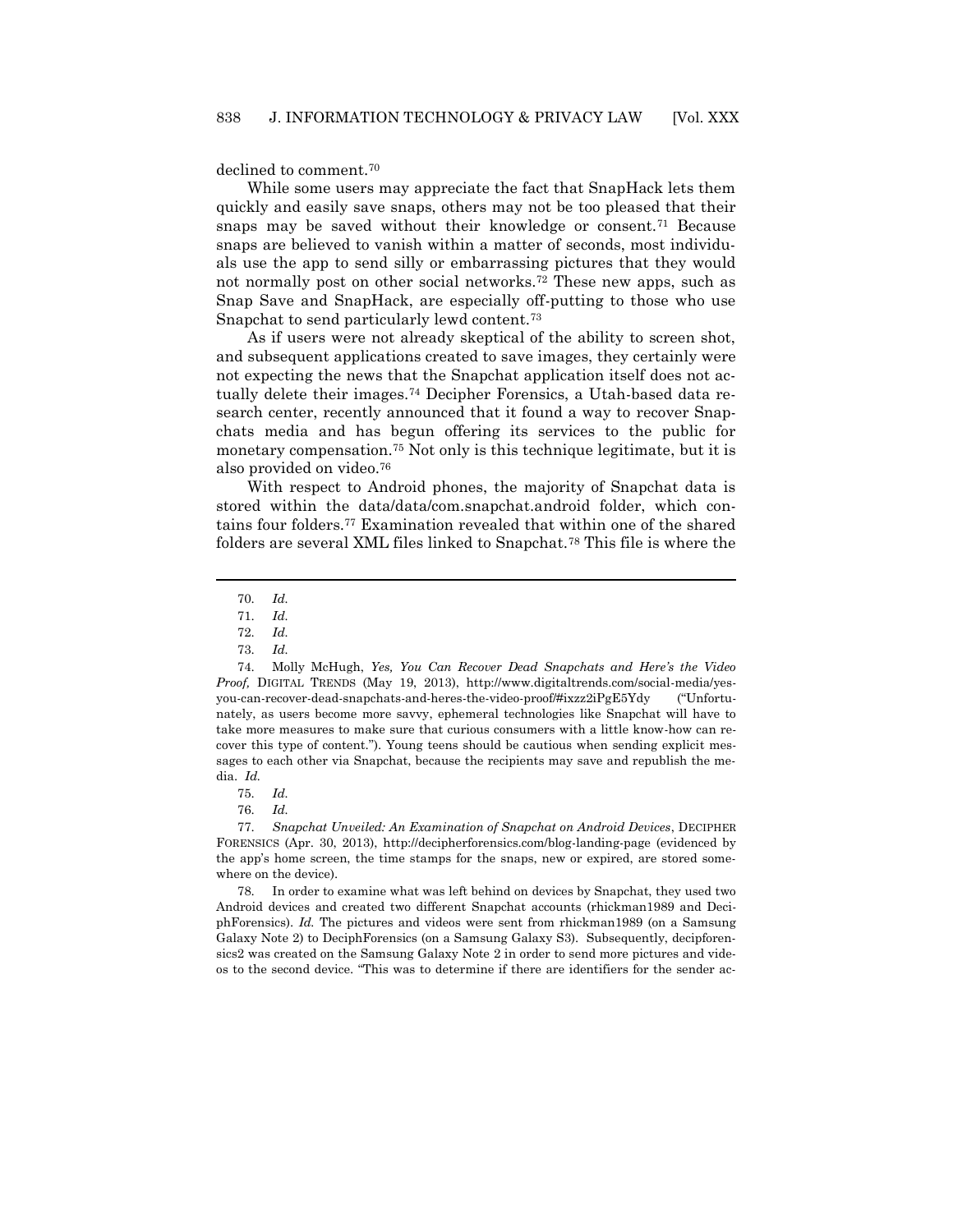declined to comment.[70]

While some users may appreciate the fact that SnapHack lets them quickly and easily save snaps, others may not be too pleased that their snaps may be saved without their knowledge or consent.[71] Because snaps are believed to vanish within a matter of seconds, most individuals use the app to send silly or embarrassing pictures that they would not normally post on other social networks.[72] These new apps, such as Snap Save and SnapHack, are especially off-putting to those who use Snapchat to send particularly lewd content.[73]

As if users were not already skeptical of the ability to screen shot, and subsequent applications created to save images, they certainly were not expecting the news that the Snapchat application itself does not actually delete their images.[74] Decipher Forensics, a Utah-based data research center, recently announced that it found a way to recover Snapchats media and has begun offering its services to the public for monetary compensation.[75] Not only is this technique legitimate, but it is also provided on video.[76]

With respect to Android phones, the majority of Snapchat data is stored within the data/data/com.snapchat.android folder, which contains four folders.[77] Examination revealed that within one of the shared folders are several XML files linked to Snapchat.[78] This file is where the

---

70. *Id.*

71. *Id.*

72. *Id.*

73. *Id.*

74. Molly McHugh, *Yes, You Can Recover Dead Snapchats and Here's the Video Proof,* DIGITAL TRENDS (May 19, 2013), http://www.digitaltrends.com/social-media/yes-you-can-recover-dead-snapchats-and-heres-the-video-proof/#ixzz2iPgE5Ydy ("Unfortunately, as users become more savvy, ephemeral technologies like Snapchat will have to take more measures to make sure that curious consumers with a little know-how can recover this type of content."). Young teens should be cautious when sending explicit messages to each other via Snapchat, because the recipients may save and republish the media. *Id.*

75. *Id.*

76. *Id.*

77. *Snapchat Unveiled: An Examination of Snapchat on Android Devices*, DECIPHER FORENSICS (Apr. 30, 2013), http://decipherforensics.com/blog-landing-page (evidenced by the app's home screen, the time stamps for the snaps, new or expired, are stored somewhere on the device).

78. In order to examine what was left behind on devices by Snapchat, they used two Android devices and created two different Snapchat accounts (rhickman1989 and DeciphForensics). *Id.* The pictures and videos were sent from rhickman1989 (on a Samsung Galaxy Note 2) to DeciphForensics (on a Samsung Galaxy S3). Subsequently, decipforensics2 was created on the Samsung Galaxy Note 2 in order to send more pictures and videos to the second device. "This was to determine if there are identifiers for the sender ac-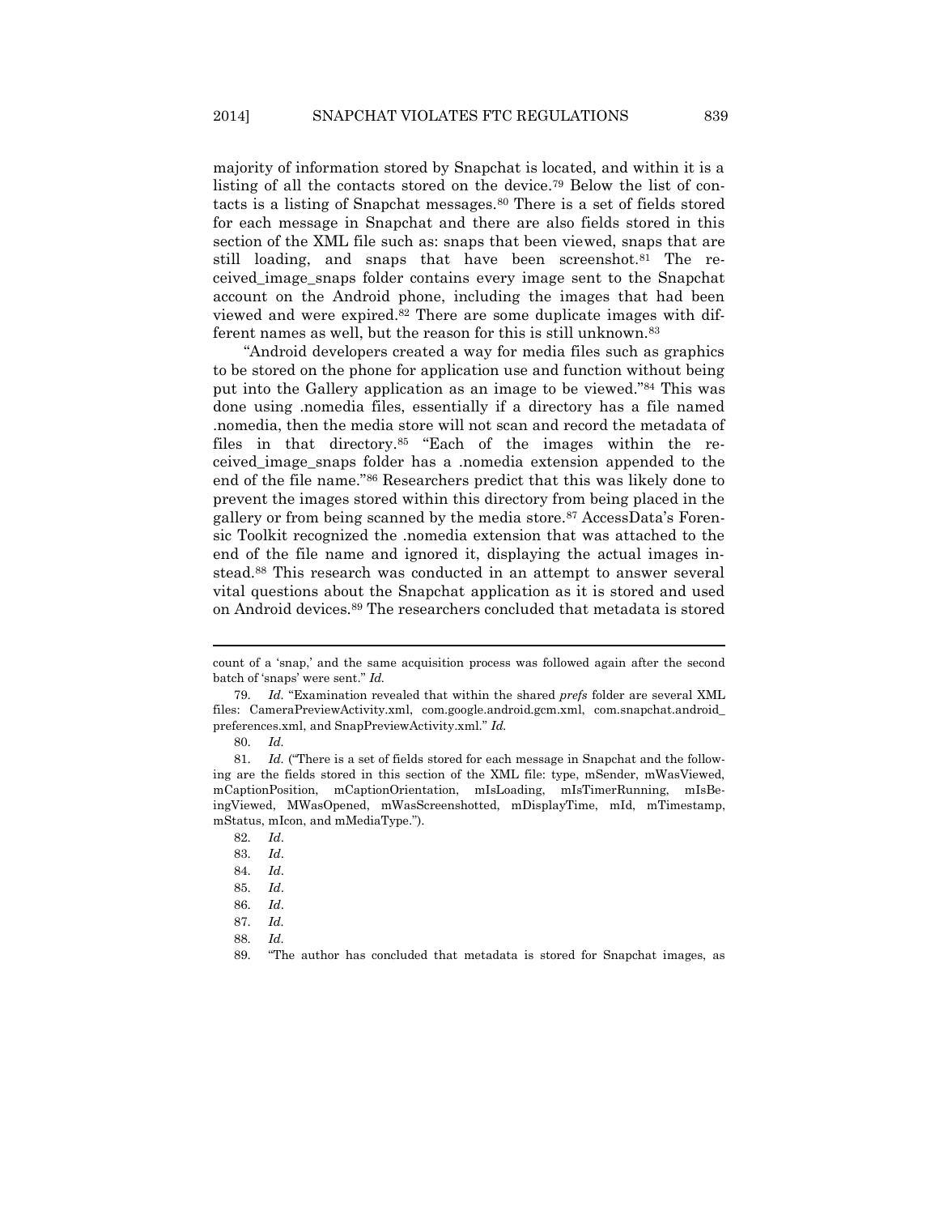majority of information stored by Snapchat is located, and within it is a listing of all the contacts stored on the device.[79] Below the list of contacts is a listing of Snapchat messages.[80] There is a set of fields stored for each message in Snapchat and there are also fields stored in this section of the XML file such as: snaps that been viewed, snaps that are still loading, and snaps that have been screenshot.[81] The received_image_snaps folder contains every image sent to the Snapchat account on the Android phone, including the images that had been viewed and were expired.[82] There are some duplicate images with different names as well, but the reason for this is still unknown.[83]

"Android developers created a way for media files such as graphics to be stored on the phone for application use and function without being put into the Gallery application as an image to be viewed."[84] This was done using .nomedia files, essentially if a directory has a file named .nomedia, then the media store will not scan and record the metadata of files in that directory.[85] "Each of the images within the received_image_snaps folder has a .nomedia extension appended to the end of the file name."[86] Researchers predict that this was likely done to prevent the images stored within this directory from being placed in the gallery or from being scanned by the media store.[87] AccessData's Forensic Toolkit recognized the .nomedia extension that was attached to the end of the file name and ignored it, displaying the actual images instead.[88] This research was conducted in an attempt to answer several vital questions about the Snapchat application as it is stored and used on Android devices.[89] The researchers concluded that metadata is stored

---

count of a 'snap,' and the same acquisition process was followed again after the second batch of 'snaps' were sent." *Id.*

79. *Id.* "Examination revealed that within the shared *prefs* folder are several XML files: CameraPreviewActivity.xml, com.google.android.gcm.xml, com.snapchat.android_preferences.xml, and SnapPreviewActivity.xml." *Id.*

80. *Id.*

81. *Id.* ("There is a set of fields stored for each message in Snapchat and the following are the fields stored in this section of the XML file: type, mSender, mWasViewed, mCaptionPosition, mCaptionOrientation, mIsLoading, mIsTimerRunning, mIsBeingViewed, MWasOpened, mWasScreenshotted, mDisplayTime, mId, mTimestamp, mStatus, mIcon, and mMediaType.").

82. *Id*.

83. *Id*.

84. *Id*.

85. *Id*.

86. *Id*.

87. *Id.*

88. *Id.*

89. "The author has concluded that metadata is stored for Snapchat images, as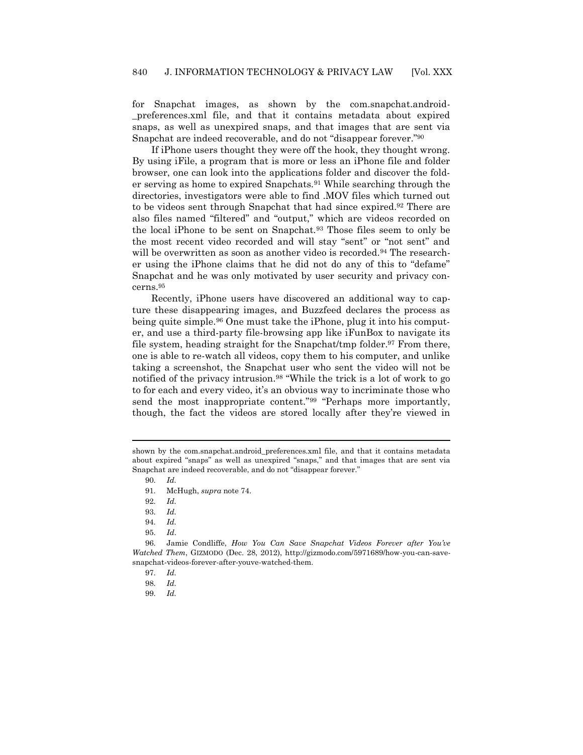for Snapchat images, as shown by the com.snapchat.android-_preferences.xml file, and that it contains metadata about expired snaps, as well as unexpired snaps, and that images that are sent via Snapchat are indeed recoverable, and do not "disappear forever."[90]

If iPhone users thought they were off the hook, they thought wrong. By using iFile, a program that is more or less an iPhone file and folder browser, one can look into the applications folder and discover the folder serving as home to expired Snapchats.[91] While searching through the directories, investigators were able to find .MOV files which turned out to be videos sent through Snapchat that had since expired.[92] There are also files named "filtered" and "output," which are videos recorded on the local iPhone to be sent on Snapchat.[93] Those files seem to only be the most recent video recorded and will stay "sent" or "not sent" and will be overwritten as soon as another video is recorded.[94] The researcher using the iPhone claims that he did not do any of this to "defame" Snapchat and he was only motivated by user security and privacy concerns.[95]

Recently, iPhone users have discovered an additional way to capture these disappearing images, and Buzzfeed declares the process as being quite simple.[96] One must take the iPhone, plug it into his computer, and use a third-party file-browsing app like iFunBox to navigate its file system, heading straight for the Snapchat/tmp folder.[97] From there, one is able to re-watch all videos, copy them to his computer, and unlike taking a screenshot, the Snapchat user who sent the video will not be notified of the privacy intrusion.[98] "While the trick is a lot of work to go to for each and every video, it's an obvious way to incriminate those who send the most inappropriate content."[99] "Perhaps more importantly, though, the fact the videos are stored locally after they're viewed in

---

shown by the com.snapchat.android_preferences.xml file, and that it contains metadata about expired "snaps" as well as unexpired "snaps," and that images that are sent via Snapchat are indeed recoverable, and do not "disappear forever."

90. *Id.*

91. McHugh, *supra* note 74.

92. *Id.*

93. *Id.*

94. *Id.*

95. *Id*.

96. Jamie Condliffe, *How You Can Save Snapchat Videos Forever after You've Watched Them*, GIZMODO (Dec. 28, 2012), http://gizmodo.com/5971689/how-you-can-save-snapchat-videos-forever-after-youve-watched-them.

97. *Id.*

98. *Id.*

99. *Id.*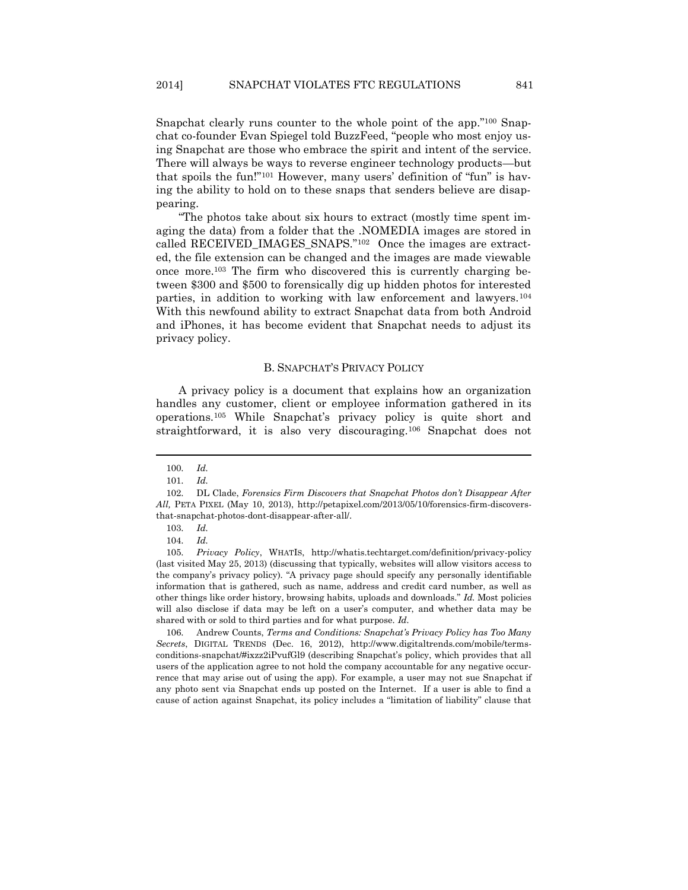Snapchat clearly runs counter to the whole point of the app."[100] Snapchat co-founder Evan Spiegel told BuzzFeed, "people who most enjoy using Snapchat are those who embrace the spirit and intent of the service. There will always be ways to reverse engineer technology products—but that spoils the fun!"[101] However, many users' definition of "fun" is having the ability to hold on to these snaps that senders believe are disappearing.

"The photos take about six hours to extract (mostly time spent imaging the data) from a folder that the .NOMEDIA images are stored in called RECEIVED_IMAGES_SNAPS."[102] Once the images are extracted, the file extension can be changed and the images are made viewable once more.[103] The firm who discovered this is currently charging between $300 and $500 to forensically dig up hidden photos for interested parties, in addition to working with law enforcement and lawyers.[104] With this newfound ability to extract Snapchat data from both Android and iPhones, it has become evident that Snapchat needs to adjust its privacy policy.

### B. SNAPCHAT'S PRIVACY POLICY

A privacy policy is a document that explains how an organization handles any customer, client or employee information gathered in its operations.[105] While Snapchat's privacy policy is quite short and straightforward, it is also very discouraging.[106] Snapchat does not

---

100. *Id.*

101. *Id.*

102. DL Clade, *Forensics Firm Discovers that Snapchat Photos don't Disappear After All,* PETA PIXEL (May 10, 2013), http://petapixel.com/2013/05/10/forensics-firm-discovers-that-snapchat-photos-dont-disappear-after-all/.

103. *Id.*

104. *Id.*

105. *Privacy Policy*, WHATIS, http://whatis.techtarget.com/definition/privacy-policy (last visited May 25, 2013) (discussing that typically, websites will allow visitors access to the company's privacy policy). "A privacy page should specify any personally identifiable information that is gathered, such as name, address and credit card number, as well as other things like order history, browsing habits, uploads and downloads." *Id.* Most policies will also disclose if data may be left on a user's computer, and whether data may be shared with or sold to third parties and for what purpose. *Id.*

106. Andrew Counts, *Terms and Conditions: Snapchat's Privacy Policy has Too Many Secrets*, DIGITAL TRENDS (Dec. 16, 2012), http://www.digitaltrends.com/mobile/terms-conditions-snapchat/#ixzz2iPvufGl9 (describing Snapchat's policy, which provides that all users of the application agree to not hold the company accountable for any negative occurrence that may arise out of using the app). For example, a user may not sue Snapchat if any photo sent via Snapchat ends up posted on the Internet. If a user is able to find a cause of action against Snapchat, its policy includes a "limitation of liability" clause that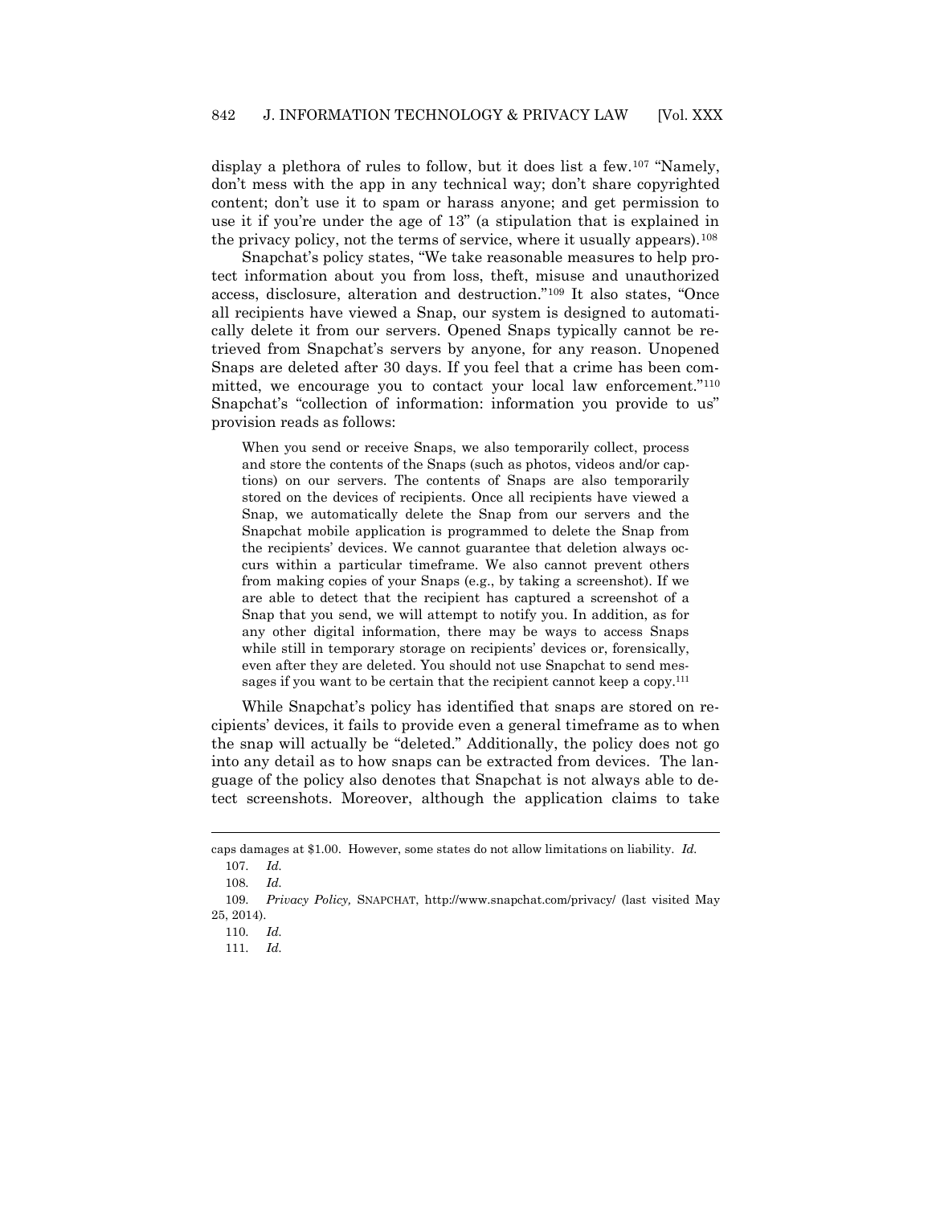display a plethora of rules to follow, but it does list a few.[107] "Namely, don't mess with the app in any technical way; don't share copyrighted content; don't use it to spam or harass anyone; and get permission to use it if you're under the age of 13" (a stipulation that is explained in the privacy policy, not the terms of service, where it usually appears).[108]

Snapchat's policy states, "We take reasonable measures to help protect information about you from loss, theft, misuse and unauthorized access, disclosure, alteration and destruction."[109] It also states, "Once all recipients have viewed a Snap, our system is designed to automatically delete it from our servers. Opened Snaps typically cannot be retrieved from Snapchat's servers by anyone, for any reason. Unopened Snaps are deleted after 30 days. If you feel that a crime has been committed, we encourage you to contact your local law enforcement."[110] Snapchat's "collection of information: information you provide to us" provision reads as follows:

> When you send or receive Snaps, we also temporarily collect, process and store the contents of the Snaps (such as photos, videos and/or captions) on our servers. The contents of Snaps are also temporarily stored on the devices of recipients. Once all recipients have viewed a Snap, we automatically delete the Snap from our servers and the Snapchat mobile application is programmed to delete the Snap from the recipients' devices. We cannot guarantee that deletion always occurs within a particular timeframe. We also cannot prevent others from making copies of your Snaps (e.g., by taking a screenshot). If we are able to detect that the recipient has captured a screenshot of a Snap that you send, we will attempt to notify you. In addition, as for any other digital information, there may be ways to access Snaps while still in temporary storage on recipients' devices or, forensically, even after they are deleted. You should not use Snapchat to send messages if you want to be certain that the recipient cannot keep a copy.[111]

While Snapchat's policy has identified that snaps are stored on recipients' devices, it fails to provide even a general timeframe as to when the snap will actually be "deleted." Additionally, the policy does not go into any detail as to how snaps can be extracted from devices. The language of the policy also denotes that Snapchat is not always able to detect screenshots. Moreover, although the application claims to take

---

caps damages at $1.00. However, some states do not allow limitations on liability. *Id.*

107. *Id.*

108. *Id.*

109. *Privacy Policy,* SNAPCHAT, http://www.snapchat.com/privacy/ (last visited May 25, 2014).

110. *Id.*

111. *Id.*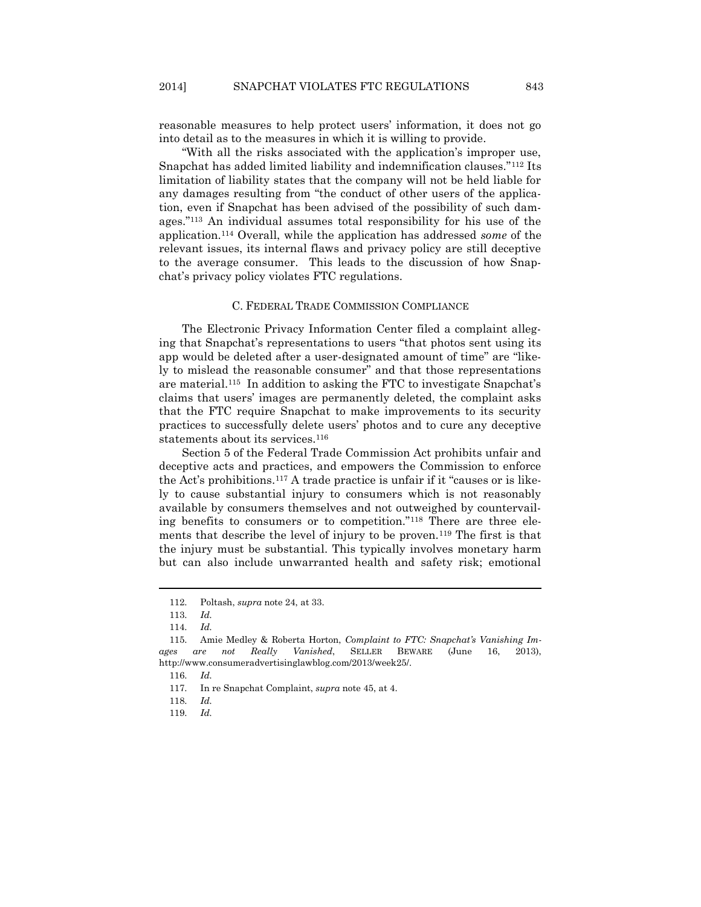reasonable measures to help protect users' information, it does not go into detail as to the measures in which it is willing to provide.

"With all the risks associated with the application's improper use, Snapchat has added limited liability and indemnification clauses."[112] Its limitation of liability states that the company will not be held liable for any damages resulting from "the conduct of other users of the application, even if Snapchat has been advised of the possibility of such damages."[113] An individual assumes total responsibility for his use of the application.[114] Overall, while the application has addressed *some* of the relevant issues, its internal flaws and privacy policy are still deceptive to the average consumer. This leads to the discussion of how Snapchat's privacy policy violates FTC regulations.

### C. FEDERAL TRADE COMMISSION COMPLIANCE

The Electronic Privacy Information Center filed a complaint alleging that Snapchat's representations to users "that photos sent using its app would be deleted after a user-designated amount of time" are "likely to mislead the reasonable consumer" and that those representations are material.[115] In addition to asking the FTC to investigate Snapchat's claims that users' images are permanently deleted, the complaint asks that the FTC require Snapchat to make improvements to its security practices to successfully delete users' photos and to cure any deceptive statements about its services.[116]

Section 5 of the Federal Trade Commission Act prohibits unfair and deceptive acts and practices, and empowers the Commission to enforce the Act's prohibitions.[117] A trade practice is unfair if it "causes or is likely to cause substantial injury to consumers which is not reasonably available by consumers themselves and not outweighed by countervailing benefits to consumers or to competition."[118] There are three elements that describe the level of injury to be proven.[119] The first is that the injury must be substantial. This typically involves monetary harm but can also include unwarranted health and safety risk; emotional

---

112. Poltash, *supra* note 24, at 33.

113. *Id.*

114. *Id.*

115. Amie Medley & Roberta Horton, *Complaint to FTC: Snapchat's Vanishing Images are not Really Vanished*, SELLER BEWARE (June 16, 2013), http://www.consumeradvertisinglawblog.com/2013/week25/.

116. *Id.*

117. In re Snapchat Complaint, *supra* note 45, at 4.

118. *Id.*

119. *Id.*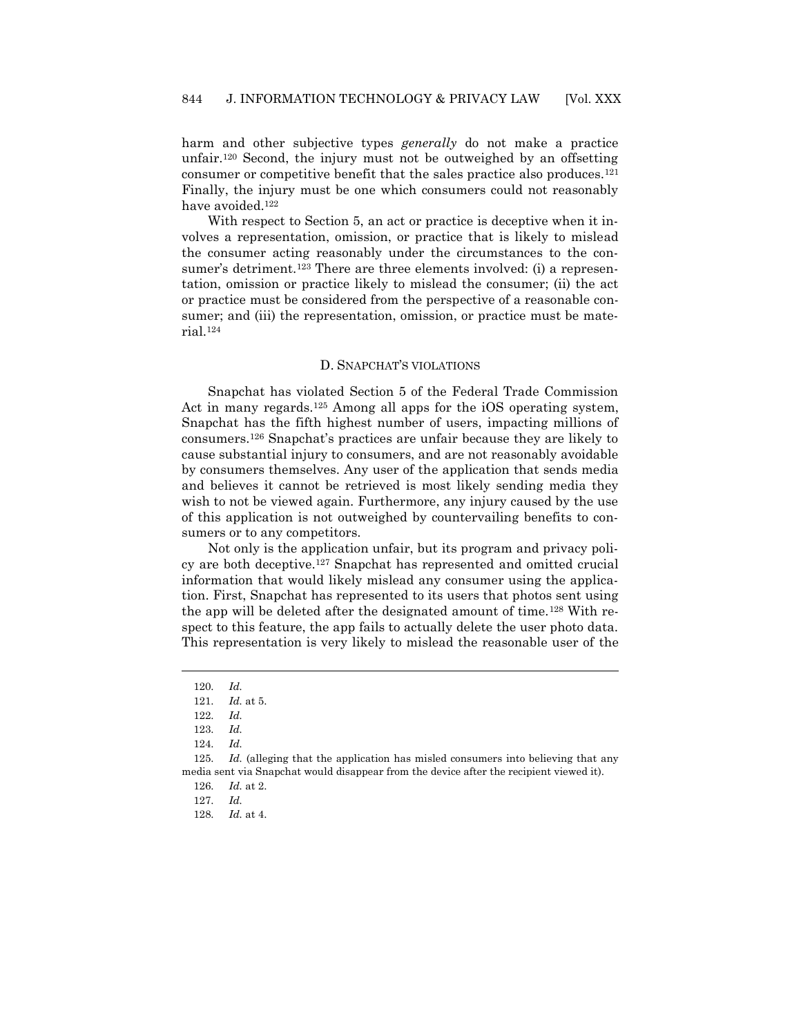harm and other subjective types *generally* do not make a practice unfair.[120] Second, the injury must not be outweighed by an offsetting consumer or competitive benefit that the sales practice also produces.[121] Finally, the injury must be one which consumers could not reasonably have avoided.[122]

With respect to Section 5, an act or practice is deceptive when it involves a representation, omission, or practice that is likely to mislead the consumer acting reasonably under the circumstances to the consumer's detriment.[123] There are three elements involved: (i) a representation, omission or practice likely to mislead the consumer; (ii) the act or practice must be considered from the perspective of a reasonable consumer; and (iii) the representation, omission, or practice must be material.[124]

### D. Snapchat's violations

Snapchat has violated Section 5 of the Federal Trade Commission Act in many regards.[125] Among all apps for the iOS operating system, Snapchat has the fifth highest number of users, impacting millions of consumers.[126] Snapchat's practices are unfair because they are likely to cause substantial injury to consumers, and are not reasonably avoidable by consumers themselves. Any user of the application that sends media and believes it cannot be retrieved is most likely sending media they wish to not be viewed again. Furthermore, any injury caused by the use of this application is not outweighed by countervailing benefits to consumers or to any competitors.

Not only is the application unfair, but its program and privacy policy are both deceptive.[127] Snapchat has represented and omitted crucial information that would likely mislead any consumer using the application. First, Snapchat has represented to its users that photos sent using the app will be deleted after the designated amount of time.[128] With respect to this feature, the app fails to actually delete the user photo data. This representation is very likely to mislead the reasonable user of the

---

120. *Id.*

121. *Id.* at 5.

122. *Id.*

123. *Id.*

124. *Id.*

125. *Id.* (alleging that the application has misled consumers into believing that any media sent via Snapchat would disappear from the device after the recipient viewed it).

126. *Id.* at 2.

127. *Id.*

128. *Id.* at 4.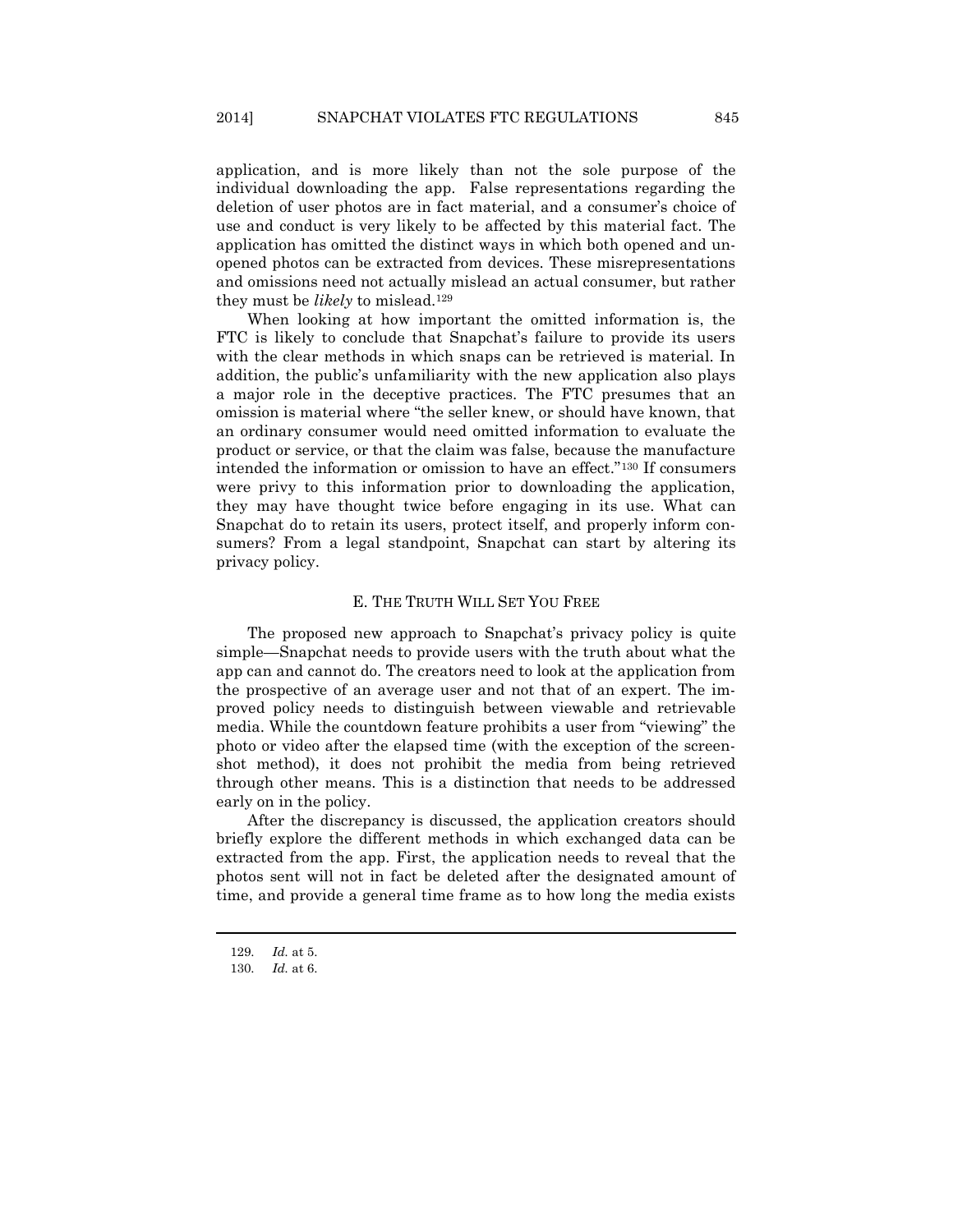application, and is more likely than not the sole purpose of the individual downloading the app. False representations regarding the deletion of user photos are in fact material, and a consumer's choice of use and conduct is very likely to be affected by this material fact. The application has omitted the distinct ways in which both opened and unopened photos can be extracted from devices. These misrepresentations and omissions need not actually mislead an actual consumer, but rather they must be *likely* to mislead.[129]

When looking at how important the omitted information is, the FTC is likely to conclude that Snapchat's failure to provide its users with the clear methods in which snaps can be retrieved is material. In addition, the public's unfamiliarity with the new application also plays a major role in the deceptive practices. The FTC presumes that an omission is material where "the seller knew, or should have known, that an ordinary consumer would need omitted information to evaluate the product or service, or that the claim was false, because the manufacture intended the information or omission to have an effect."[130] If consumers were privy to this information prior to downloading the application, they may have thought twice before engaging in its use. What can Snapchat do to retain its users, protect itself, and properly inform consumers? From a legal standpoint, Snapchat can start by altering its privacy policy.

### E. THE TRUTH WILL SET YOU FREE

The proposed new approach to Snapchat's privacy policy is quite simple—Snapchat needs to provide users with the truth about what the app can and cannot do. The creators need to look at the application from the prospective of an average user and not that of an expert. The improved policy needs to distinguish between viewable and retrievable media. While the countdown feature prohibits a user from "viewing" the photo or video after the elapsed time (with the exception of the screenshot method), it does not prohibit the media from being retrieved through other means. This is a distinction that needs to be addressed early on in the policy.

After the discrepancy is discussed, the application creators should briefly explore the different methods in which exchanged data can be extracted from the app. First, the application needs to reveal that the photos sent will not in fact be deleted after the designated amount of time, and provide a general time frame as to how long the media exists

---

129. *Id.* at 5.

130. *Id.* at 6.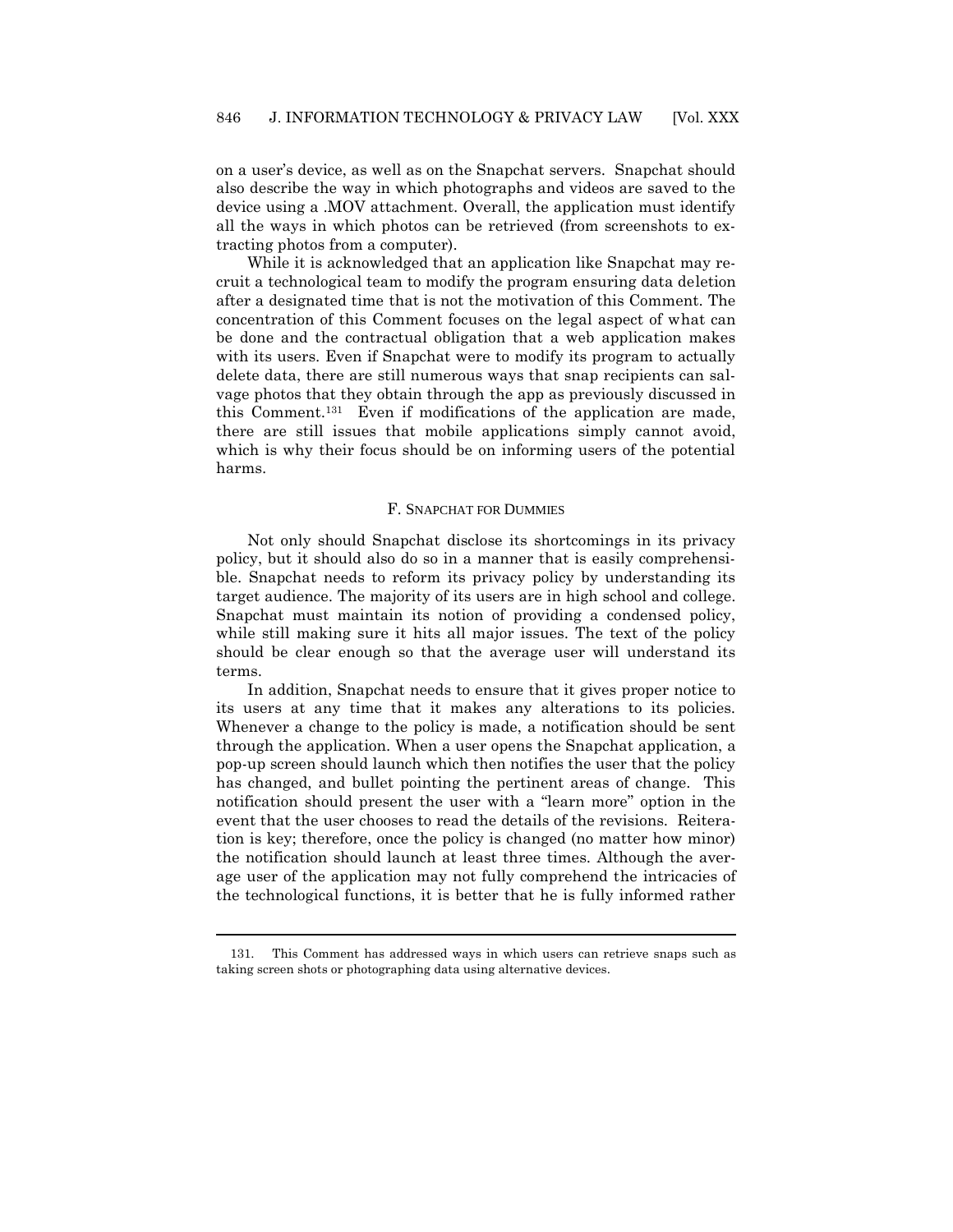on a user's device, as well as on the Snapchat servers. Snapchat should also describe the way in which photographs and videos are saved to the device using a .MOV attachment. Overall, the application must identify all the ways in which photos can be retrieved (from screenshots to extracting photos from a computer).

While it is acknowledged that an application like Snapchat may recruit a technological team to modify the program ensuring data deletion after a designated time that is not the motivation of this Comment. The concentration of this Comment focuses on the legal aspect of what can be done and the contractual obligation that a web application makes with its users. Even if Snapchat were to modify its program to actually delete data, there are still numerous ways that snap recipients can salvage photos that they obtain through the app as previously discussed in this Comment.[131] Even if modifications of the application are made, there are still issues that mobile applications simply cannot avoid, which is why their focus should be on informing users of the potential harms.

### F. Snapchat for Dummies

Not only should Snapchat disclose its shortcomings in its privacy policy, but it should also do so in a manner that is easily comprehensible. Snapchat needs to reform its privacy policy by understanding its target audience. The majority of its users are in high school and college. Snapchat must maintain its notion of providing a condensed policy, while still making sure it hits all major issues. The text of the policy should be clear enough so that the average user will understand its terms.

In addition, Snapchat needs to ensure that it gives proper notice to its users at any time that it makes any alterations to its policies. Whenever a change to the policy is made, a notification should be sent through the application. When a user opens the Snapchat application, a pop-up screen should launch which then notifies the user that the policy has changed, and bullet pointing the pertinent areas of change. This notification should present the user with a "learn more" option in the event that the user chooses to read the details of the revisions. Reiteration is key; therefore, once the policy is changed (no matter how minor) the notification should launch at least three times. Although the average user of the application may not fully comprehend the intricacies of the technological functions, it is better that he is fully informed rather

---

131. This Comment has addressed ways in which users can retrieve snaps such as taking screen shots or photographing data using alternative devices.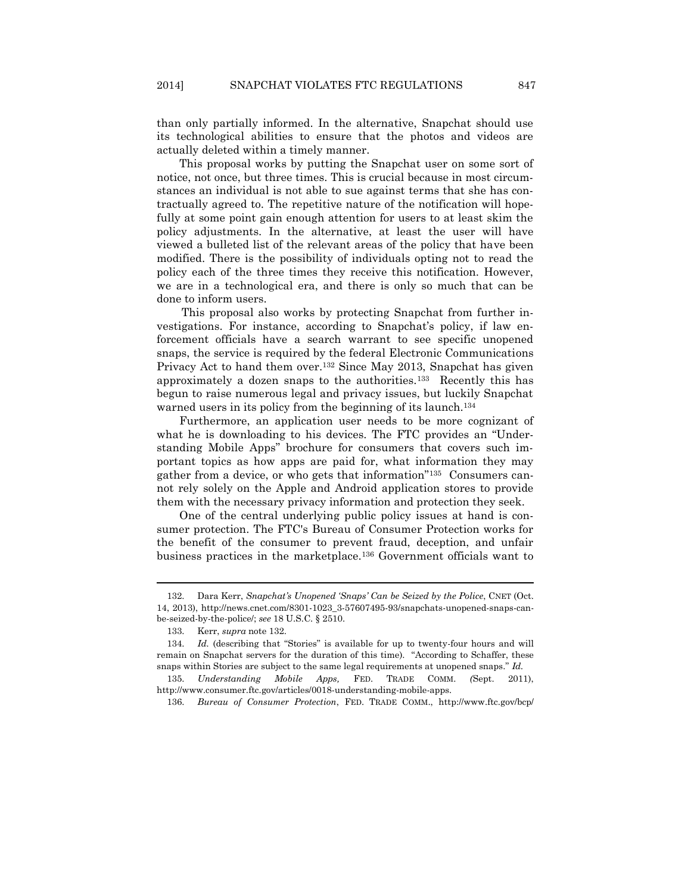than only partially informed. In the alternative, Snapchat should use its technological abilities to ensure that the photos and videos are actually deleted within a timely manner.

This proposal works by putting the Snapchat user on some sort of notice, not once, but three times. This is crucial because in most circumstances an individual is not able to sue against terms that she has contractually agreed to. The repetitive nature of the notification will hopefully at some point gain enough attention for users to at least skim the policy adjustments. In the alternative, at least the user will have viewed a bulleted list of the relevant areas of the policy that have been modified. There is the possibility of individuals opting not to read the policy each of the three times they receive this notification. However, we are in a technological era, and there is only so much that can be done to inform users.

This proposal also works by protecting Snapchat from further investigations. For instance, according to Snapchat's policy, if law enforcement officials have a search warrant to see specific unopened snaps, the service is required by the federal Electronic Communications Privacy Act to hand them over.[132] Since May 2013, Snapchat has given approximately a dozen snaps to the authorities.[133] Recently this has begun to raise numerous legal and privacy issues, but luckily Snapchat warned users in its policy from the beginning of its launch.[134]

Furthermore, an application user needs to be more cognizant of what he is downloading to his devices. The FTC provides an "Understanding Mobile Apps" brochure for consumers that covers such important topics as how apps are paid for, what information they may gather from a device, or who gets that information"[135] Consumers cannot rely solely on the Apple and Android application stores to provide them with the necessary privacy information and protection they seek.

One of the central underlying public policy issues at hand is consumer protection. The FTC's Bureau of Consumer Protection works for the benefit of the consumer to prevent fraud, deception, and unfair business practices in the marketplace.[136] Government officials want to

---

132. Dara Kerr, *Snapchat's Unopened 'Snaps' Can be Seized by the Police*, CNET (Oct. 14, 2013), http://news.cnet.com/8301-1023_3-57607495-93/snapchats-unopened-snaps-can-be-seized-by-the-police/; *see* 18 U.S.C. § 2510.

133. Kerr, *supra* note 132.

134. *Id.* (describing that "Stories" is available for up to twenty-four hours and will remain on Snapchat servers for the duration of this time). "According to Schaffer, these snaps within Stories are subject to the same legal requirements at unopened snaps." *Id.*

135. *Understanding Mobile Apps,* FED. TRADE COMM. (Sept. 2011), http://www.consumer.ftc.gov/articles/0018-understanding-mobile-apps.

136. *Bureau of Consumer Protection*, FED. TRADE COMM., http://www.ftc.gov/bcp/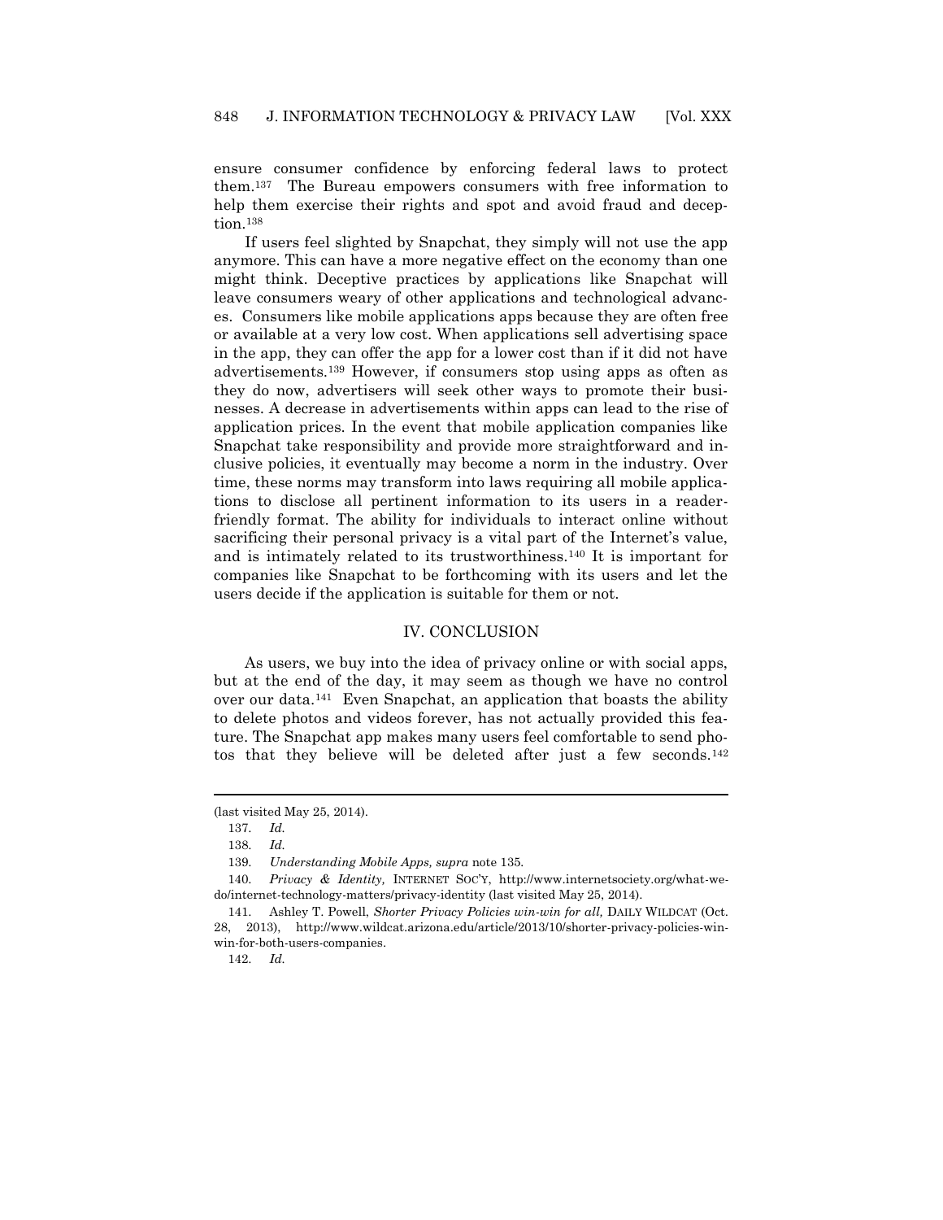ensure consumer confidence by enforcing federal laws to protect them.[137] The Bureau empowers consumers with free information to help them exercise their rights and spot and avoid fraud and deception.[138]

If users feel slighted by Snapchat, they simply will not use the app anymore. This can have a more negative effect on the economy than one might think. Deceptive practices by applications like Snapchat will leave consumers weary of other applications and technological advances. Consumers like mobile applications apps because they are often free or available at a very low cost. When applications sell advertising space in the app, they can offer the app for a lower cost than if it did not have advertisements.[139] However, if consumers stop using apps as often as they do now, advertisers will seek other ways to promote their businesses. A decrease in advertisements within apps can lead to the rise of application prices. In the event that mobile application companies like Snapchat take responsibility and provide more straightforward and inclusive policies, it eventually may become a norm in the industry. Over time, these norms may transform into laws requiring all mobile applications to disclose all pertinent information to its users in a reader-friendly format. The ability for individuals to interact online without sacrificing their personal privacy is a vital part of the Internet's value, and is intimately related to its trustworthiness.[140] It is important for companies like Snapchat to be forthcoming with its users and let the users decide if the application is suitable for them or not.

## IV. CONCLUSION

As users, we buy into the idea of privacy online or with social apps, but at the end of the day, it may seem as though we have no control over our data.[141] Even Snapchat, an application that boasts the ability to delete photos and videos forever, has not actually provided this feature. The Snapchat app makes many users feel comfortable to send photos that they believe will be deleted after just a few seconds.[142]

---

(last visited May 25, 2014).

137. *Id.*

138. *Id.*

139. *Understanding Mobile Apps, supra* note 135.

140. *Privacy & Identity,* INTERNET SOC'Y, http://www.internetsociety.org/what-we-do/internet-technology-matters/privacy-identity (last visited May 25, 2014).

141. Ashley T. Powell, *Shorter Privacy Policies win-win for all,* DAILY WILDCAT (Oct. 28, 2013), http://www.wildcat.arizona.edu/article/2013/10/shorter-privacy-policies-win-win-for-both-users-companies.

142. *Id.*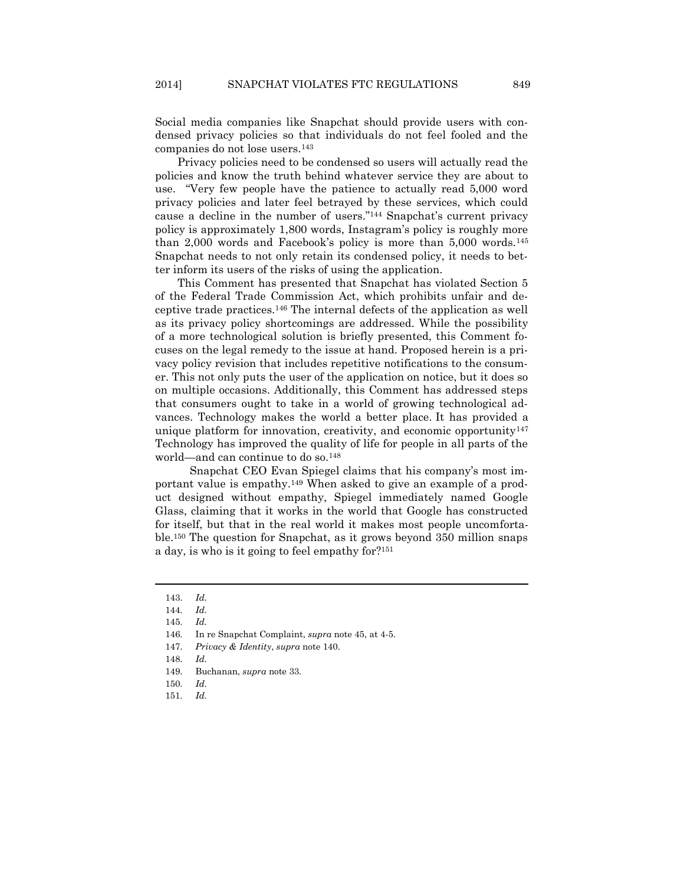Social media companies like Snapchat should provide users with condensed privacy policies so that individuals do not feel fooled and the companies do not lose users.[143]

Privacy policies need to be condensed so users will actually read the policies and know the truth behind whatever service they are about to use. "Very few people have the patience to actually read 5,000 word privacy policies and later feel betrayed by these services, which could cause a decline in the number of users."[144] Snapchat's current privacy policy is approximately 1,800 words, Instagram's policy is roughly more than 2,000 words and Facebook's policy is more than 5,000 words.[145] Snapchat needs to not only retain its condensed policy, it needs to better inform its users of the risks of using the application.

This Comment has presented that Snapchat has violated Section 5 of the Federal Trade Commission Act, which prohibits unfair and deceptive trade practices.[146] The internal defects of the application as well as its privacy policy shortcomings are addressed. While the possibility of a more technological solution is briefly presented, this Comment focuses on the legal remedy to the issue at hand. Proposed herein is a privacy policy revision that includes repetitive notifications to the consumer. This not only puts the user of the application on notice, but it does so on multiple occasions. Additionally, this Comment has addressed steps that consumers ought to take in a world of growing technological advances. Technology makes the world a better place. It has provided a unique platform for innovation, creativity, and economic opportunity[147] Technology has improved the quality of life for people in all parts of the world—and can continue to do so.[148]

Snapchat CEO Evan Spiegel claims that his company's most important value is empathy.[149] When asked to give an example of a product designed without empathy, Spiegel immediately named Google Glass, claiming that it works in the world that Google has constructed for itself, but that in the real world it makes most people uncomfortable.[150] The question for Snapchat, as it grows beyond 350 million snaps a day, is who is it going to feel empathy for?[151]

---

143. *Id.*
144. *Id.*
145. *Id.*
146. In re Snapchat Complaint, *supra* note 45, at 4-5.
147. *Privacy & Identity*, *supra* note 140.
148. *Id.*
149. Buchanan, *supra* note 33.
150. *Id.*
151. *Id.*